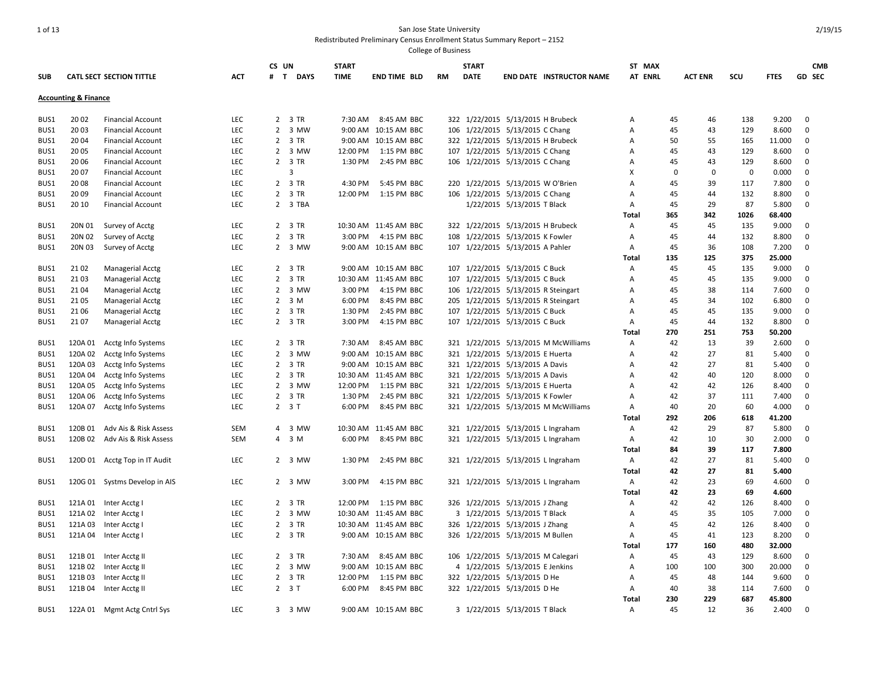# San Jose State University

Redistributed Preliminary Census Enrollment Status Summary Report – 2152

College of Business

## Accounting & Finance

| SUB | CATL | SECT | SECTION TITTLE | ACT | CS # | UN T | DAYS | START TIME | END TIME | BLD | RM | START DATE | END DATE | INSTRUCTOR NAME | ST AT | MAX ENRL | ACT ENR | SCU | FTES | CMB GD | SEC |
|---|---|---|---|---|---|---|---|---|---|---|---|---|---|---|---|---|---|---|---|---|---|
| BUS1 | 20 | 02 | Financial Account | LEC | 2 | 3 | TR | 7:30 AM | 8:45 AM | BBC | 322 | 1/22/2015 | 5/13/2015 | H Brubeck | A | 45 | 46 | 138 | 9.200 | 0 | |
| BUS1 | 20 | 03 | Financial Account | LEC | 2 | 3 | MW | 9:00 AM | 10:15 AM | BBC | 106 | 1/22/2015 | 5/13/2015 | C Chang | A | 45 | 43 | 129 | 8.600 | 0 | |
| BUS1 | 20 | 04 | Financial Account | LEC | 2 | 3 | TR | 9:00 AM | 10:15 AM | BBC | 322 | 1/22/2015 | 5/13/2015 | H Brubeck | A | 50 | 55 | 165 | 11.000 | 0 | |
| BUS1 | 20 | 05 | Financial Account | LEC | 2 | 3 | MW | 12:00 PM | 1:15 PM | BBC | 107 | 1/22/2015 | 5/13/2015 | C Chang | A | 45 | 43 | 129 | 8.600 | 0 | |
| BUS1 | 20 | 06 | Financial Account | LEC | 2 | 3 | TR | 1:30 PM | 2:45 PM | BBC | 106 | 1/22/2015 | 5/13/2015 | C Chang | A | 45 | 43 | 129 | 8.600 | 0 | |
| BUS1 | 20 | 07 | Financial Account | LEC | | 3 | | | | | | | | | X | 0 | 0 | 0 | 0.000 | 0 | |
| BUS1 | 20 | 08 | Financial Account | LEC | 2 | 3 | TR | 4:30 PM | 5:45 PM | BBC | 220 | 1/22/2015 | 5/13/2015 | W O'Brien | A | 45 | 39 | 117 | 7.800 | 0 | |
| BUS1 | 20 | 09 | Financial Account | LEC | 2 | 3 | TR | 12:00 PM | 1:15 PM | BBC | 106 | 1/22/2015 | 5/13/2015 | C Chang | A | 45 | 44 | 132 | 8.800 | 0 | |
| BUS1 | 20 | 10 | Financial Account | LEC | 2 | 3 | TBA | | | | | 1/22/2015 | 5/13/2015 | T Black | A | 45 | 29 | 87 | 5.800 | 0 | |
| | | | | | | | | | | | | | | | **Total** | **365** | **342** | **1026** | **68.400** | | |
| BUS1 | 20N | 01 | Survey of Acctg | LEC | 2 | 3 | TR | 10:30 AM | 11:45 AM | BBC | 322 | 1/22/2015 | 5/13/2015 | H Brubeck | A | 45 | 45 | 135 | 9.000 | 0 | |
| BUS1 | 20N | 02 | Survey of Acctg | LEC | 2 | 3 | TR | 3:00 PM | 4:15 PM | BBC | 108 | 1/22/2015 | 5/13/2015 | K Fowler | A | 45 | 44 | 132 | 8.800 | 0 | |
| BUS1 | 20N | 03 | Survey of Acctg | LEC | 2 | 3 | MW | 9:00 AM | 10:15 AM | BBC | 107 | 1/22/2015 | 5/13/2015 | A Pahler | A | 45 | 36 | 108 | 7.200 | 0 | |
| | | | | | | | | | | | | | | | **Total** | **135** | **125** | **375** | **25.000** | | |
| BUS1 | 21 | 02 | Managerial Acctg | LEC | 2 | 3 | TR | 9:00 AM | 10:15 AM | BBC | 107 | 1/22/2015 | 5/13/2015 | C Buck | A | 45 | 45 | 135 | 9.000 | 0 | |
| BUS1 | 21 | 03 | Managerial Acctg | LEC | 2 | 3 | TR | 10:30 AM | 11:45 AM | BBC | 107 | 1/22/2015 | 5/13/2015 | C Buck | A | 45 | 45 | 135 | 9.000 | 0 | |
| BUS1 | 21 | 04 | Managerial Acctg | LEC | 2 | 3 | MW | 3:00 PM | 4:15 PM | BBC | 106 | 1/22/2015 | 5/13/2015 | R Steingart | A | 45 | 38 | 114 | 7.600 | 0 | |
| BUS1 | 21 | 05 | Managerial Acctg | LEC | 2 | 3 | M | 6:00 PM | 8:45 PM | BBC | 205 | 1/22/2015 | 5/13/2015 | R Steingart | A | 45 | 34 | 102 | 6.800 | 0 | |
| BUS1 | 21 | 06 | Managerial Acctg | LEC | 2 | 3 | TR | 1:30 PM | 2:45 PM | BBC | 107 | 1/22/2015 | 5/13/2015 | C Buck | A | 45 | 45 | 135 | 9.000 | 0 | |
| BUS1 | 21 | 07 | Managerial Acctg | LEC | 2 | 3 | TR | 3:00 PM | 4:15 PM | BBC | 107 | 1/22/2015 | 5/13/2015 | C Buck | A | 45 | 44 | 132 | 8.800 | 0 | |
| | | | | | | | | | | | | | | | **Total** | **270** | **251** | **753** | **50.200** | | |
| BUS1 | 120A | 01 | Acctg Info Systems | LEC | 2 | 3 | TR | 7:30 AM | 8:45 AM | BBC | 321 | 1/22/2015 | 5/13/2015 | M McWilliams | A | 42 | 13 | 39 | 2.600 | 0 | |
| BUS1 | 120A | 02 | Acctg Info Systems | LEC | 2 | 3 | MW | 9:00 AM | 10:15 AM | BBC | 321 | 1/22/2015 | 5/13/2015 | E Huerta | A | 42 | 27 | 81 | 5.400 | 0 | |
| BUS1 | 120A | 03 | Acctg Info Systems | LEC | 2 | 3 | TR | 9:00 AM | 10:15 AM | BBC | 321 | 1/22/2015 | 5/13/2015 | A Davis | A | 42 | 27 | 81 | 5.400 | 0 | |
| BUS1 | 120A | 04 | Acctg Info Systems | LEC | 2 | 3 | TR | 10:30 AM | 11:45 AM | BBC | 321 | 1/22/2015 | 5/13/2015 | A Davis | A | 42 | 40 | 120 | 8.000 | 0 | |
| BUS1 | 120A | 05 | Acctg Info Systems | LEC | 2 | 3 | MW | 12:00 PM | 1:15 PM | BBC | 321 | 1/22/2015 | 5/13/2015 | E Huerta | A | 42 | 42 | 126 | 8.400 | 0 | |
| BUS1 | 120A | 06 | Acctg Info Systems | LEC | 2 | 3 | TR | 1:30 PM | 2:45 PM | BBC | 321 | 1/22/2015 | 5/13/2015 | K Fowler | A | 42 | 37 | 111 | 7.400 | 0 | |
| BUS1 | 120A | 07 | Acctg Info Systems | LEC | 2 | 3 | T | 6:00 PM | 8:45 PM | BBC | 321 | 1/22/2015 | 5/13/2015 | M McWilliams | A | 40 | 20 | 60 | 4.000 | 0 | |
| | | | | | | | | | | | | | | | **Total** | **292** | **206** | **618** | **41.200** | | |
| BUS1 | 120B | 01 | Adv Ais & Risk Assess | SEM | 4 | 3 | MW | 10:30 AM | 11:45 AM | BBC | 321 | 1/22/2015 | 5/13/2015 | L Ingraham | A | 42 | 29 | 87 | 5.800 | 0 | |
| BUS1 | 120B | 02 | Adv Ais & Risk Assess | SEM | 4 | 3 | M | 6:00 PM | 8:45 PM | BBC | 321 | 1/22/2015 | 5/13/2015 | L Ingraham | A | 42 | 10 | 30 | 2.000 | 0 | |
| | | | | | | | | | | | | | | | **Total** | **84** | **39** | **117** | **7.800** | | |
| BUS1 | 120D | 01 | Acctg Top in IT Audit | LEC | 2 | 3 | MW | 1:30 PM | 2:45 PM | BBC | 321 | 1/22/2015 | 5/13/2015 | L Ingraham | A | 42 | 27 | 81 | 5.400 | 0 | |
| | | | | | | | | | | | | | | | **Total** | **42** | **27** | **81** | **5.400** | | |
| BUS1 | 120G | 01 | Systms Develop in AIS | LEC | 2 | 3 | MW | 3:00 PM | 4:15 PM | BBC | 321 | 1/22/2015 | 5/13/2015 | L Ingraham | A | 42 | 23 | 69 | 4.600 | 0 | |
| | | | | | | | | | | | | | | | **Total** | **42** | **23** | **69** | **4.600** | | |
| BUS1 | 121A | 01 | Inter Acctg I | LEC | 2 | 3 | TR | 12:00 PM | 1:15 PM | BBC | 326 | 1/22/2015 | 5/13/2015 | J Zhang | A | 42 | 42 | 126 | 8.400 | 0 | |
| BUS1 | 121A | 02 | Inter Acctg I | LEC | 2 | 3 | MW | 10:30 AM | 11:45 AM | BBC | 3 | 1/22/2015 | 5/13/2015 | T Black | A | 45 | 35 | 105 | 7.000 | 0 | |
| BUS1 | 121A | 03 | Inter Acctg I | LEC | 2 | 3 | TR | 10:30 AM | 11:45 AM | BBC | 326 | 1/22/2015 | 5/13/2015 | J Zhang | A | 45 | 42 | 126 | 8.400 | 0 | |
| BUS1 | 121A | 04 | Inter Acctg I | LEC | 2 | 3 | TR | 9:00 AM | 10:15 AM | BBC | 326 | 1/22/2015 | 5/13/2015 | M Bullen | A | 45 | 41 | 123 | 8.200 | 0 | |
| | | | | | | | | | | | | | | | **Total** | **177** | **160** | **480** | **32.000** | | |
| BUS1 | 121B | 01 | Inter Acctg II | LEC | 2 | 3 | TR | 7:30 AM | 8:45 AM | BBC | 106 | 1/22/2015 | 5/13/2015 | M Calegari | A | 45 | 43 | 129 | 8.600 | 0 | |
| BUS1 | 121B | 02 | Inter Acctg II | LEC | 2 | 3 | MW | 9:00 AM | 10:15 AM | BBC | 4 | 1/22/2015 | 5/13/2015 | E Jenkins | A | 100 | 100 | 300 | 20.000 | 0 | |
| BUS1 | 121B | 03 | Inter Acctg II | LEC | 2 | 3 | TR | 12:00 PM | 1:15 PM | BBC | 322 | 1/22/2015 | 5/13/2015 | D He | A | 45 | 48 | 144 | 9.600 | 0 | |
| BUS1 | 121B | 04 | Inter Acctg II | LEC | 2 | 3 | T | 6:00 PM | 8:45 PM | BBC | 322 | 1/22/2015 | 5/13/2015 | D He | A | 40 | 38 | 114 | 7.600 | 0 | |
| | | | | | | | | | | | | | | | **Total** | **230** | **229** | **687** | **45.800** | | |
| BUS1 | 122A | 01 | Mgmt Actg Cntrl Sys | LEC | 3 | 3 | MW | 9:00 AM | 10:15 AM | BBC | 3 | 1/22/2015 | 5/13/2015 | T Black | A | 45 | 12 | 36 | 2.400 | 0 | |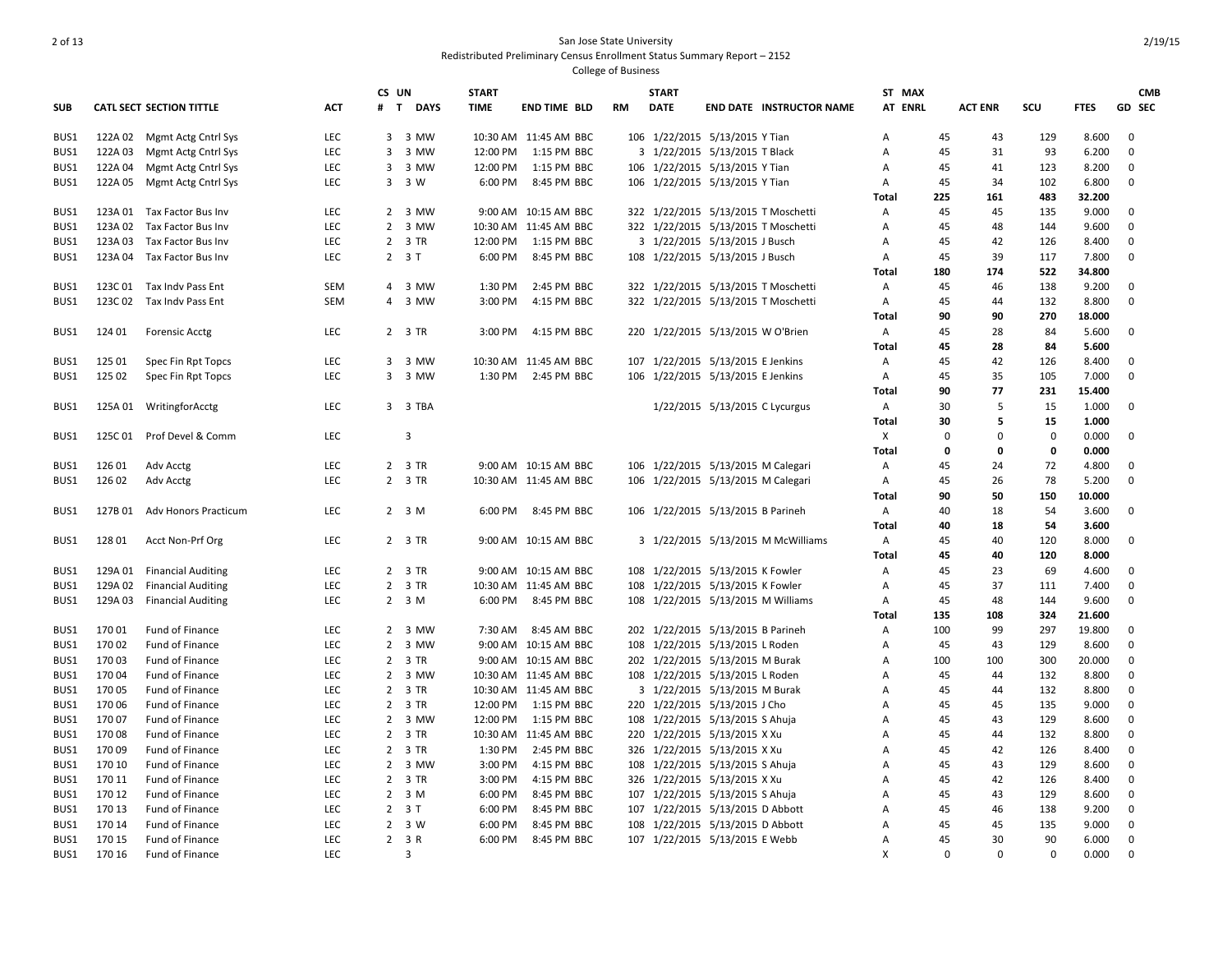San Jose State University
Redistributed Preliminary Census Enrollment Status Summary Report – 2152
College of Business

| SUB | CATL SECT | SECTION TITTLE | ACT | CS # | UN T | DAYS | START TIME | END TIME | BLD | RM | START DATE | END DATE | INSTRUCTOR NAME | ST AT | MAX ENRL | ACT ENR | SCU | FTES | GD | CMB SEC |
|---|---|---|---|---|---|---|---|---|---|---|---|---|---|---|---|---|---|---|---|---|
| BUS1 | 122A 02 | Mgmt Actg Cntrl Sys | LEC | 3 | 3 | MW | 10:30 AM | 11:45 AM | BBC | 106 | 1/22/2015 | 5/13/2015 | Y Tian | A | 45 | 43 | 129 | 8.600 | 0 | |
| BUS1 | 122A 03 | Mgmt Actg Cntrl Sys | LEC | 3 | 3 | MW | 12:00 PM | 1:15 PM | BBC | 3 | 1/22/2015 | 5/13/2015 | T Black | A | 45 | 31 | 93 | 6.200 | 0 | |
| BUS1 | 122A 04 | Mgmt Actg Cntrl Sys | LEC | 3 | 3 | MW | 12:00 PM | 1:15 PM | BBC | 106 | 1/22/2015 | 5/13/2015 | Y Tian | A | 45 | 41 | 123 | 8.200 | 0 | |
| BUS1 | 122A 05 | Mgmt Actg Cntrl Sys | LEC | 3 | 3 | W | 6:00 PM | 8:45 PM | BBC | 106 | 1/22/2015 | 5/13/2015 | Y Tian | A | 45 | 34 | 102 | 6.800 | 0 | |
| | | | | | | | | | | | | | | **Total** | **225** | **161** | **483** | **32.200** | | |
| BUS1 | 123A 01 | Tax Factor Bus Inv | LEC | 2 | 3 | MW | 9:00 AM | 10:15 AM | BBC | 322 | 1/22/2015 | 5/13/2015 | T Moschetti | A | 45 | 45 | 135 | 9.000 | 0 | |
| BUS1 | 123A 02 | Tax Factor Bus Inv | LEC | 2 | 3 | MW | 10:30 AM | 11:45 AM | BBC | 322 | 1/22/2015 | 5/13/2015 | T Moschetti | A | 45 | 48 | 144 | 9.600 | 0 | |
| BUS1 | 123A 03 | Tax Factor Bus Inv | LEC | 2 | 3 | TR | 12:00 PM | 1:15 PM | BBC | 3 | 1/22/2015 | 5/13/2015 | J Busch | A | 45 | 42 | 126 | 8.400 | 0 | |
| BUS1 | 123A 04 | Tax Factor Bus Inv | LEC | 2 | 3 | T | 6:00 PM | 8:45 PM | BBC | 108 | 1/22/2015 | 5/13/2015 | J Busch | A | 45 | 39 | 117 | 7.800 | 0 | |
| | | | | | | | | | | | | | | **Total** | **180** | **174** | **522** | **34.800** | | |
| BUS1 | 123C 01 | Tax Indv Pass Ent | SEM | 4 | 3 | MW | 1:30 PM | 2:45 PM | BBC | 322 | 1/22/2015 | 5/13/2015 | T Moschetti | A | 45 | 46 | 138 | 9.200 | 0 | |
| BUS1 | 123C 02 | Tax Indv Pass Ent | SEM | 4 | 3 | MW | 3:00 PM | 4:15 PM | BBC | 322 | 1/22/2015 | 5/13/2015 | T Moschetti | A | 45 | 44 | 132 | 8.800 | 0 | |
| | | | | | | | | | | | | | | **Total** | **90** | **90** | **270** | **18.000** | | |
| BUS1 | 124 01 | Forensic Acctg | LEC | 2 | 3 | TR | 3:00 PM | 4:15 PM | BBC | 220 | 1/22/2015 | 5/13/2015 | W O'Brien | A | 45 | 28 | 84 | 5.600 | 0 | |
| | | | | | | | | | | | | | | **Total** | **45** | **28** | **84** | **5.600** | | |
| BUS1 | 125 01 | Spec Fin Rpt Topcs | LEC | 3 | 3 | MW | 10:30 AM | 11:45 AM | BBC | 107 | 1/22/2015 | 5/13/2015 | E Jenkins | A | 45 | 42 | 126 | 8.400 | 0 | |
| BUS1 | 125 02 | Spec Fin Rpt Topcs | LEC | 3 | 3 | MW | 1:30 PM | 2:45 PM | BBC | 106 | 1/22/2015 | 5/13/2015 | E Jenkins | A | 45 | 35 | 105 | 7.000 | 0 | |
| | | | | | | | | | | | | | | **Total** | **90** | **77** | **231** | **15.400** | | |
| BUS1 | 125A 01 | WritingforAcctg | LEC | 3 | 3 | TBA | | | | | 1/22/2015 | 5/13/2015 | C Lycurgus | A | 30 | 5 | 15 | 1.000 | 0 | |
| | | | | | | | | | | | | | | **Total** | **30** | **5** | **15** | **1.000** | | |
| BUS1 | 125C 01 | Prof Devel & Comm | LEC | | 3 | | | | | | | | | X | 0 | 0 | 0 | 0.000 | 0 | |
| | | | | | | | | | | | | | | **Total** | **0** | **0** | **0** | **0.000** | | |
| BUS1 | 126 01 | Adv Acctg | LEC | 2 | 3 | TR | 9:00 AM | 10:15 AM | BBC | 106 | 1/22/2015 | 5/13/2015 | M Calegari | A | 45 | 24 | 72 | 4.800 | 0 | |
| BUS1 | 126 02 | Adv Acctg | LEC | 2 | 3 | TR | 10:30 AM | 11:45 AM | BBC | 106 | 1/22/2015 | 5/13/2015 | M Calegari | A | 45 | 26 | 78 | 5.200 | 0 | |
| | | | | | | | | | | | | | | **Total** | **90** | **50** | **150** | **10.000** | | |
| BUS1 | 127B 01 | Adv Honors Practicum | LEC | 2 | 3 | M | 6:00 PM | 8:45 PM | BBC | 106 | 1/22/2015 | 5/13/2015 | B Parineh | A | 40 | 18 | 54 | 3.600 | 0 | |
| | | | | | | | | | | | | | | **Total** | **40** | **18** | **54** | **3.600** | | |
| BUS1 | 128 01 | Acct Non-Prf Org | LEC | 2 | 3 | TR | 9:00 AM | 10:15 AM | BBC | 3 | 1/22/2015 | 5/13/2015 | M McWilliams | A | 45 | 40 | 120 | 8.000 | 0 | |
| | | | | | | | | | | | | | | **Total** | **45** | **40** | **120** | **8.000** | | |
| BUS1 | 129A 01 | Financial Auditing | LEC | 2 | 3 | TR | 9:00 AM | 10:15 AM | BBC | 108 | 1/22/2015 | 5/13/2015 | K Fowler | A | 45 | 23 | 69 | 4.600 | 0 | |
| BUS1 | 129A 02 | Financial Auditing | LEC | 2 | 3 | TR | 10:30 AM | 11:45 AM | BBC | 108 | 1/22/2015 | 5/13/2015 | K Fowler | A | 45 | 37 | 111 | 7.400 | 0 | |
| BUS1 | 129A 03 | Financial Auditing | LEC | 2 | 3 | M | 6:00 PM | 8:45 PM | BBC | 108 | 1/22/2015 | 5/13/2015 | M Williams | A | 45 | 48 | 144 | 9.600 | 0 | |
| | | | | | | | | | | | | | | **Total** | **135** | **108** | **324** | **21.600** | | |
| BUS1 | 170 01 | Fund of Finance | LEC | 2 | 3 | MW | 7:30 AM | 8:45 AM | BBC | 202 | 1/22/2015 | 5/13/2015 | B Parineh | A | 100 | 99 | 297 | 19.800 | 0 | |
| BUS1 | 170 02 | Fund of Finance | LEC | 2 | 3 | MW | 9:00 AM | 10:15 AM | BBC | 108 | 1/22/2015 | 5/13/2015 | L Roden | A | 45 | 43 | 129 | 8.600 | 0 | |
| BUS1 | 170 03 | Fund of Finance | LEC | 2 | 3 | TR | 9:00 AM | 10:15 AM | BBC | 202 | 1/22/2015 | 5/13/2015 | M Burak | A | 100 | 100 | 300 | 20.000 | 0 | |
| BUS1 | 170 04 | Fund of Finance | LEC | 2 | 3 | MW | 10:30 AM | 11:45 AM | BBC | 108 | 1/22/2015 | 5/13/2015 | L Roden | A | 45 | 44 | 132 | 8.800 | 0 | |
| BUS1 | 170 05 | Fund of Finance | LEC | 2 | 3 | TR | 10:30 AM | 11:45 AM | BBC | 3 | 1/22/2015 | 5/13/2015 | M Burak | A | 45 | 44 | 132 | 8.800 | 0 | |
| BUS1 | 170 06 | Fund of Finance | LEC | 2 | 3 | TR | 12:00 PM | 1:15 PM | BBC | 220 | 1/22/2015 | 5/13/2015 | J Cho | A | 45 | 45 | 135 | 9.000 | 0 | |
| BUS1 | 170 07 | Fund of Finance | LEC | 2 | 3 | MW | 12:00 PM | 1:15 PM | BBC | 108 | 1/22/2015 | 5/13/2015 | S Ahuja | A | 45 | 43 | 129 | 8.600 | 0 | |
| BUS1 | 170 08 | Fund of Finance | LEC | 2 | 3 | TR | 10:30 AM | 11:45 AM | BBC | 220 | 1/22/2015 | 5/13/2015 | X Xu | A | 45 | 44 | 132 | 8.800 | 0 | |
| BUS1 | 170 09 | Fund of Finance | LEC | 2 | 3 | TR | 1:30 PM | 2:45 PM | BBC | 326 | 1/22/2015 | 5/13/2015 | X Xu | A | 45 | 42 | 126 | 8.400 | 0 | |
| BUS1 | 170 10 | Fund of Finance | LEC | 2 | 3 | MW | 3:00 PM | 4:15 PM | BBC | 108 | 1/22/2015 | 5/13/2015 | S Ahuja | A | 45 | 43 | 129 | 8.600 | 0 | |
| BUS1 | 170 11 | Fund of Finance | LEC | 2 | 3 | TR | 3:00 PM | 4:15 PM | BBC | 326 | 1/22/2015 | 5/13/2015 | X Xu | A | 45 | 42 | 126 | 8.400 | 0 | |
| BUS1 | 170 12 | Fund of Finance | LEC | 2 | 3 | M | 6:00 PM | 8:45 PM | BBC | 107 | 1/22/2015 | 5/13/2015 | S Ahuja | A | 45 | 43 | 129 | 8.600 | 0 | |
| BUS1 | 170 13 | Fund of Finance | LEC | 2 | 3 | T | 6:00 PM | 8:45 PM | BBC | 107 | 1/22/2015 | 5/13/2015 | D Abbott | A | 45 | 46 | 138 | 9.200 | 0 | |
| BUS1 | 170 14 | Fund of Finance | LEC | 2 | 3 | W | 6:00 PM | 8:45 PM | BBC | 108 | 1/22/2015 | 5/13/2015 | D Abbott | A | 45 | 45 | 135 | 9.000 | 0 | |
| BUS1 | 170 15 | Fund of Finance | LEC | 2 | 3 | R | 6:00 PM | 8:45 PM | BBC | 107 | 1/22/2015 | 5/13/2015 | E Webb | A | 45 | 30 | 90 | 6.000 | 0 | |
| BUS1 | 170 16 | Fund of Finance | LEC | | 3 | | | | | | | | | X | 0 | 0 | 0 | 0.000 | 0 | |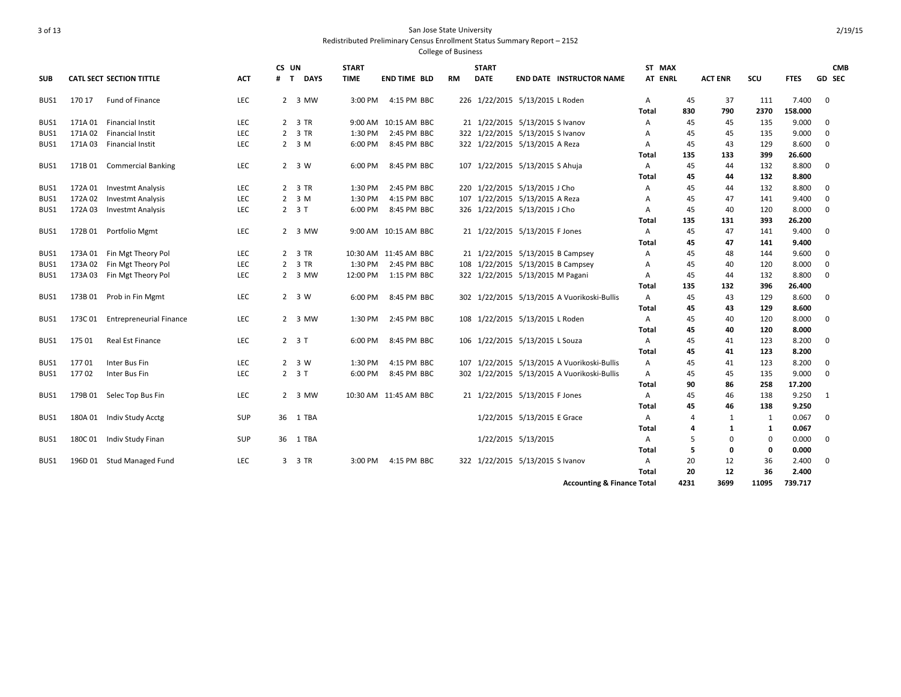San Jose State University
Redistributed Preliminary Census Enrollment Status Summary Report – 2152
College of Business

| SUB | CATL | SECT | SECTION TITTLE | ACT | CS # | UN T | DAYS | START TIME | END TIME | BLD | RM | START DATE | END DATE | INSTRUCTOR NAME | ST AT | MAX ENRL | ACT ENR | SCU | FTES | GD | CMB SEC |
|---|---|---|---|---|---|---|---|---|---|---|---|---|---|---|---|---|---|---|---|---|---|
| BUS1 | 170 | 17 | Fund of Finance | LEC | 2 | 3 | MW | 3:00 PM | 4:15 PM | BBC | 226 | 1/22/2015 | 5/13/2015 | L Roden | A | 45 | 37 | 111 | 7.400 | 0 | |
| | | | | | | | | | | | | | | | **Total** | **830** | **790** | **2370** | **158.000** | | |
| BUS1 | 171A | 01 | Financial Instit | LEC | 2 | 3 | TR | 9:00 AM | 10:15 AM | BBC | 21 | 1/22/2015 | 5/13/2015 | S Ivanov | A | 45 | 45 | 135 | 9.000 | 0 | |
| BUS1 | 171A | 02 | Financial Instit | LEC | 2 | 3 | TR | 1:30 PM | 2:45 PM | BBC | 322 | 1/22/2015 | 5/13/2015 | S Ivanov | A | 45 | 45 | 135 | 9.000 | 0 | |
| BUS1 | 171A | 03 | Financial Instit | LEC | 2 | 3 | M | 6:00 PM | 8:45 PM | BBC | 322 | 1/22/2015 | 5/13/2015 | A Reza | A | 45 | 43 | 129 | 8.600 | 0 | |
| | | | | | | | | | | | | | | | **Total** | **135** | **133** | **399** | **26.600** | | |
| BUS1 | 171B | 01 | Commercial Banking | LEC | 2 | 3 | W | 6:00 PM | 8:45 PM | BBC | 107 | 1/22/2015 | 5/13/2015 | S Ahuja | A | 45 | 44 | 132 | 8.800 | 0 | |
| | | | | | | | | | | | | | | | **Total** | **45** | **44** | **132** | **8.800** | | |
| BUS1 | 172A | 01 | Investmt Analysis | LEC | 2 | 3 | TR | 1:30 PM | 2:45 PM | BBC | 220 | 1/22/2015 | 5/13/2015 | J Cho | A | 45 | 44 | 132 | 8.800 | 0 | |
| BUS1 | 172A | 02 | Investmt Analysis | LEC | 2 | 3 | M | 1:30 PM | 4:15 PM | BBC | 107 | 1/22/2015 | 5/13/2015 | A Reza | A | 45 | 47 | 141 | 9.400 | 0 | |
| BUS1 | 172A | 03 | Investmt Analysis | LEC | 2 | 3 | T | 6:00 PM | 8:45 PM | BBC | 326 | 1/22/2015 | 5/13/2015 | J Cho | A | 45 | 40 | 120 | 8.000 | 0 | |
| | | | | | | | | | | | | | | | **Total** | **135** | **131** | **393** | **26.200** | | |
| BUS1 | 172B | 01 | Portfolio Mgmt | LEC | 2 | 3 | MW | 9:00 AM | 10:15 AM | BBC | 21 | 1/22/2015 | 5/13/2015 | F Jones | A | 45 | 47 | 141 | 9.400 | 0 | |
| | | | | | | | | | | | | | | | **Total** | **45** | **47** | **141** | **9.400** | | |
| BUS1 | 173A | 01 | Fin Mgt Theory Pol | LEC | 2 | 3 | TR | 10:30 AM | 11:45 AM | BBC | 21 | 1/22/2015 | 5/13/2015 | B Campsey | A | 45 | 48 | 144 | 9.600 | 0 | |
| BUS1 | 173A | 02 | Fin Mgt Theory Pol | LEC | 2 | 3 | TR | 1:30 PM | 2:45 PM | BBC | 108 | 1/22/2015 | 5/13/2015 | B Campsey | A | 45 | 40 | 120 | 8.000 | 0 | |
| BUS1 | 173A | 03 | Fin Mgt Theory Pol | LEC | 2 | 3 | MW | 12:00 PM | 1:15 PM | BBC | 322 | 1/22/2015 | 5/13/2015 | M Pagani | A | 45 | 44 | 132 | 8.800 | 0 | |
| | | | | | | | | | | | | | | | **Total** | **135** | **132** | **396** | **26.400** | | |
| BUS1 | 173B | 01 | Prob in Fin Mgmt | LEC | 2 | 3 | W | 6:00 PM | 8:45 PM | BBC | 302 | 1/22/2015 | 5/13/2015 | A Vuorikoski-Bullis | A | 45 | 43 | 129 | 8.600 | 0 | |
| | | | | | | | | | | | | | | | **Total** | **45** | **43** | **129** | **8.600** | | |
| BUS1 | 173C | 01 | Entrepreneurial Finance | LEC | 2 | 3 | MW | 1:30 PM | 2:45 PM | BBC | 108 | 1/22/2015 | 5/13/2015 | L Roden | A | 45 | 40 | 120 | 8.000 | 0 | |
| | | | | | | | | | | | | | | | **Total** | **45** | **40** | **120** | **8.000** | | |
| BUS1 | 175 | 01 | Real Est Finance | LEC | 2 | 3 | T | 6:00 PM | 8:45 PM | BBC | 106 | 1/22/2015 | 5/13/2015 | L Souza | A | 45 | 41 | 123 | 8.200 | 0 | |
| | | | | | | | | | | | | | | | **Total** | **45** | **41** | **123** | **8.200** | | |
| BUS1 | 177 | 01 | Inter Bus Fin | LEC | 2 | 3 | W | 1:30 PM | 4:15 PM | BBC | 107 | 1/22/2015 | 5/13/2015 | A Vuorikoski-Bullis | A | 45 | 41 | 123 | 8.200 | 0 | |
| BUS1 | 177 | 02 | Inter Bus Fin | LEC | 2 | 3 | T | 6:00 PM | 8:45 PM | BBC | 302 | 1/22/2015 | 5/13/2015 | A Vuorikoski-Bullis | A | 45 | 45 | 135 | 9.000 | 0 | |
| | | | | | | | | | | | | | | | **Total** | **90** | **86** | **258** | **17.200** | | |
| BUS1 | 179B | 01 | Selec Top Bus Fin | LEC | 2 | 3 | MW | 10:30 AM | 11:45 AM | BBC | 21 | 1/22/2015 | 5/13/2015 | F Jones | A | 45 | 46 | 138 | 9.250 | 1 | |
| | | | | | | | | | | | | | | | **Total** | **45** | **46** | **138** | **9.250** | | |
| BUS1 | 180A | 01 | Indiv Study Acctg | SUP | 36 | 1 | TBA | | | | | 1/22/2015 | 5/13/2015 | E Grace | A | 4 | 1 | 1 | 0.067 | 0 | |
| | | | | | | | | | | | | | | | **Total** | **4** | **1** | **1** | **0.067** | | |
| BUS1 | 180C | 01 | Indiv Study Finan | SUP | 36 | 1 | TBA | | | | | 1/22/2015 | 5/13/2015 | | A | 5 | 0 | 0 | 0.000 | 0 | |
| | | | | | | | | | | | | | | | **Total** | **5** | **0** | **0** | **0.000** | | |
| BUS1 | 196D | 01 | Stud Managed Fund | LEC | 3 | 3 | TR | 3:00 PM | 4:15 PM | BBC | 322 | 1/22/2015 | 5/13/2015 | S Ivanov | A | 20 | 12 | 36 | 2.400 | 0 | |
| | | | | | | | | | | | | | | | **Total** | **20** | **12** | **36** | **2.400** | | |
| | | | | | | | | | | | | | | **Accounting & Finance Total** | | **4231** | **3699** | **11095** | **739.717** | | |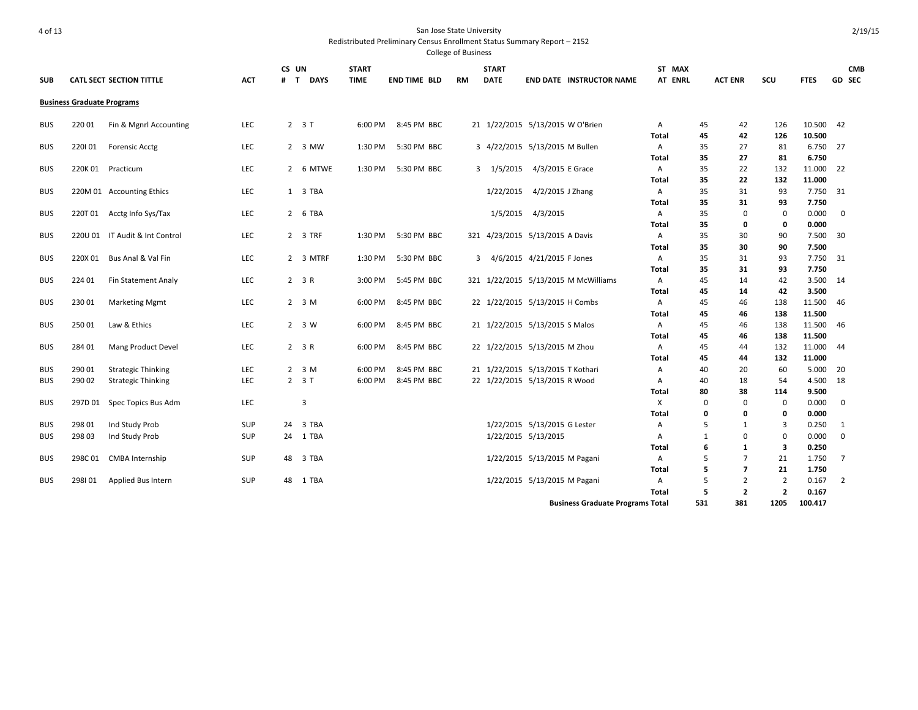San Jose State University
Redistributed Preliminary Census Enrollment Status Summary Report – 2152
College of Business

2/19/15

**Business Graduate Programs**

| SUB | CATL SECT | SECTION TITTLE | ACT | CS # | UN T | DAYS | START TIME | END TIME | BLD | RM | START DATE | END DATE | INSTRUCTOR NAME | ST AT | MAX ENRL | ACT ENR | SCU | FTES | GD | CMB SEC |
|---|---|---|---|---|---|---|---|---|---|---|---|---|---|---|---|---|---|---|---|---|
| BUS | 220 01 | Fin & Mgnrl Accounting | LEC | 2 | 3 | T | 6:00 PM | 8:45 PM | BBC | 21 | 1/22/2015 | 5/13/2015 | W O'Brien | A | 45 | 42 | 126 | 10.500 | 42 | |
| | | | | | | | | | | | | | | **Total** | **45** | **42** | **126** | **10.500** | | |
| BUS | 220I 01 | Forensic Acctg | LEC | 2 | 3 | MW | 1:30 PM | 5:30 PM | BBC | 3 | 4/22/2015 | 5/13/2015 | M Bullen | A | 35 | 27 | 81 | 6.750 | 27 | |
| | | | | | | | | | | | | | | **Total** | **35** | **27** | **81** | **6.750** | | |
| BUS | 220K 01 | Practicum | LEC | 2 | 6 | MTWE | 1:30 PM | 5:30 PM | BBC | 3 | 1/5/2015 | 4/3/2015 | E Grace | A | 35 | 22 | 132 | 11.000 | 22 | |
| | | | | | | | | | | | | | | **Total** | **35** | **22** | **132** | **11.000** | | |
| BUS | 220M 01 | Accounting Ethics | LEC | 1 | 3 | TBA | | | | | 1/22/2015 | 4/2/2015 | J Zhang | A | 35 | 31 | 93 | 7.750 | 31 | |
| | | | | | | | | | | | | | | **Total** | **35** | **31** | **93** | **7.750** | | |
| BUS | 220T 01 | Acctg Info Sys/Tax | LEC | 2 | 6 | TBA | | | | | 1/5/2015 | 4/3/2015 | | A | 35 | 0 | 0 | 0.000 | 0 | |
| | | | | | | | | | | | | | | **Total** | **35** | **0** | **0** | **0.000** | | |
| BUS | 220U 01 | IT Audit & Int Control | LEC | 2 | 3 | TRF | 1:30 PM | 5:30 PM | BBC | 321 | 4/23/2015 | 5/13/2015 | A Davis | A | 35 | 30 | 90 | 7.500 | 30 | |
| | | | | | | | | | | | | | | **Total** | **35** | **30** | **90** | **7.500** | | |
| BUS | 220X 01 | Bus Anal & Val Fin | LEC | 2 | 3 | MTRF | 1:30 PM | 5:30 PM | BBC | 3 | 4/6/2015 | 4/21/2015 | F Jones | A | 35 | 31 | 93 | 7.750 | 31 | |
| | | | | | | | | | | | | | | **Total** | **35** | **31** | **93** | **7.750** | | |
| BUS | 224 01 | Fin Statement Analy | LEC | 2 | 3 | R | 3:00 PM | 5:45 PM | BBC | 321 | 1/22/2015 | 5/13/2015 | M McWilliams | A | 45 | 14 | 42 | 3.500 | 14 | |
| | | | | | | | | | | | | | | **Total** | **45** | **14** | **42** | **3.500** | | |
| BUS | 230 01 | Marketing Mgmt | LEC | 2 | 3 | M | 6:00 PM | 8:45 PM | BBC | 22 | 1/22/2015 | 5/13/2015 | H Combs | A | 45 | 46 | 138 | 11.500 | 46 | |
| | | | | | | | | | | | | | | **Total** | **45** | **46** | **138** | **11.500** | | |
| BUS | 250 01 | Law & Ethics | LEC | 2 | 3 | W | 6:00 PM | 8:45 PM | BBC | 21 | 1/22/2015 | 5/13/2015 | S Malos | A | 45 | 46 | 138 | 11.500 | 46 | |
| | | | | | | | | | | | | | | **Total** | **45** | **46** | **138** | **11.500** | | |
| BUS | 284 01 | Mang Product Devel | LEC | 2 | 3 | R | 6:00 PM | 8:45 PM | BBC | 22 | 1/22/2015 | 5/13/2015 | M Zhou | A | 45 | 44 | 132 | 11.000 | 44 | |
| | | | | | | | | | | | | | | **Total** | **45** | **44** | **132** | **11.000** | | |
| BUS | 290 01 | Strategic Thinking | LEC | 2 | 3 | M | 6:00 PM | 8:45 PM | BBC | 21 | 1/22/2015 | 5/13/2015 | T Kothari | A | 40 | 20 | 60 | 5.000 | 20 | |
| BUS | 290 02 | Strategic Thinking | LEC | 2 | 3 | T | 6:00 PM | 8:45 PM | BBC | 22 | 1/22/2015 | 5/13/2015 | R Wood | A | 40 | 18 | 54 | 4.500 | 18 | |
| | | | | | | | | | | | | | | **Total** | **80** | **38** | **114** | **9.500** | | |
| BUS | 297D 01 | Spec Topics Bus Adm | LEC | | 3 | | | | | | | | | X | 0 | 0 | 0 | 0.000 | 0 | |
| | | | | | | | | | | | | | | **Total** | **0** | **0** | **0** | **0.000** | | |
| BUS | 298 01 | Ind Study Prob | SUP | 24 | 3 | TBA | | | | | 1/22/2015 | 5/13/2015 | G Lester | A | 5 | 1 | 3 | 0.250 | 1 | |
| BUS | 298 03 | Ind Study Prob | SUP | 24 | 1 | TBA | | | | | 1/22/2015 | 5/13/2015 | | A | 1 | 0 | 0 | 0.000 | 0 | |
| | | | | | | | | | | | | | | **Total** | **6** | **1** | **3** | **0.250** | | |
| BUS | 298C 01 | CMBA Internship | SUP | 48 | 3 | TBA | | | | | 1/22/2015 | 5/13/2015 | M Pagani | A | 5 | 7 | 21 | 1.750 | 7 | |
| | | | | | | | | | | | | | | **Total** | **5** | **7** | **21** | **1.750** | | |
| BUS | 298I 01 | Applied Bus Intern | SUP | 48 | 1 | TBA | | | | | 1/22/2015 | 5/13/2015 | M Pagani | A | 5 | 2 | 2 | 0.167 | 2 | |
| | | | | | | | | | | | | | | **Total** | **5** | **2** | **2** | **0.167** | | |
| | | | | | | | | | | | | | **Business Graduate Programs Total** | | **531** | **381** | **1205** | **100.417** | | |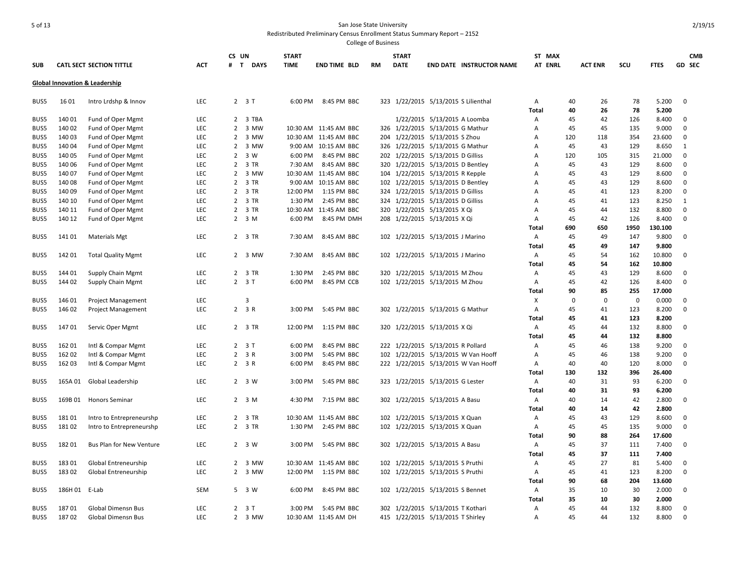San Jose State University

Redistributed Preliminary Census Enrollment Status Summary Report – 2152

College of Business

| SUB | CATL SECT | SECTION TITTLE | ACT | CS # | UN T | DAYS | START TIME | END TIME | BLD | RM | START DATE | END DATE | INSTRUCTOR NAME | ST AT | MAX ENRL | ACT ENR | SCU | FTES | CMB GD | SEC |
|---|---|---|---|---|---|---|---|---|---|---|---|---|---|---|---|---|---|---|---|---|
| **Global Innovation & Leadership** | | | | | | | | | | | | | | | | | | | | |
| BUS5 | 16 01 | Intro Lrdshp & Innov | LEC | 2 | 3 | T | 6:00 PM | 8:45 PM | BBC | 323 | 1/22/2015 | 5/13/2015 | S Lilienthal | A | 40 | 26 | 78 | 5.200 | 0 | |
| | | | | | | | | | | | | | | **Total** | **40** | **26** | **78** | **5.200** | | |
| BUS5 | 140 01 | Fund of Oper Mgmt | LEC | 2 | 3 | TBA | | | | | 1/22/2015 | 5/13/2015 | A Loomba | A | 45 | 42 | 126 | 8.400 | 0 | |
| BUS5 | 140 02 | Fund of Oper Mgmt | LEC | 2 | 3 | MW | 10:30 AM | 11:45 AM | BBC | 326 | 1/22/2015 | 5/13/2015 | G Mathur | A | 45 | 45 | 135 | 9.000 | 0 | |
| BUS5 | 140 03 | Fund of Oper Mgmt | LEC | 2 | 3 | MW | 10:30 AM | 11:45 AM | BBC | 204 | 1/22/2015 | 5/13/2015 | S Zhou | A | 120 | 118 | 354 | 23.600 | 0 | |
| BUS5 | 140 04 | Fund of Oper Mgmt | LEC | 2 | 3 | MW | 9:00 AM | 10:15 AM | BBC | 326 | 1/22/2015 | 5/13/2015 | G Mathur | A | 45 | 43 | 129 | 8.650 | 1 | |
| BUS5 | 140 05 | Fund of Oper Mgmt | LEC | 2 | 3 | W | 6:00 PM | 8:45 PM | BBC | 202 | 1/22/2015 | 5/13/2015 | D Gilliss | A | 120 | 105 | 315 | 21.000 | 0 | |
| BUS5 | 140 06 | Fund of Oper Mgmt | LEC | 2 | 3 | TR | 7:30 AM | 8:45 AM | BBC | 320 | 1/22/2015 | 5/13/2015 | D Bentley | A | 45 | 43 | 129 | 8.600 | 0 | |
| BUS5 | 140 07 | Fund of Oper Mgmt | LEC | 2 | 3 | MW | 10:30 AM | 11:45 AM | BBC | 104 | 1/22/2015 | 5/13/2015 | R Kepple | A | 45 | 43 | 129 | 8.600 | 0 | |
| BUS5 | 140 08 | Fund of Oper Mgmt | LEC | 2 | 3 | TR | 9:00 AM | 10:15 AM | BBC | 102 | 1/22/2015 | 5/13/2015 | D Bentley | A | 45 | 43 | 129 | 8.600 | 0 | |
| BUS5 | 140 09 | Fund of Oper Mgmt | LEC | 2 | 3 | TR | 12:00 PM | 1:15 PM | BBC | 324 | 1/22/2015 | 5/13/2015 | D Gilliss | A | 45 | 41 | 123 | 8.200 | 0 | |
| BUS5 | 140 10 | Fund of Oper Mgmt | LEC | 2 | 3 | TR | 1:30 PM | 2:45 PM | BBC | 324 | 1/22/2015 | 5/13/2015 | D Gilliss | A | 45 | 41 | 123 | 8.250 | 1 | |
| BUS5 | 140 11 | Fund of Oper Mgmt | LEC | 2 | 3 | TR | 10:30 AM | 11:45 AM | BBC | 320 | 1/22/2015 | 5/13/2015 | X Qi | A | 45 | 44 | 132 | 8.800 | 0 | |
| BUS5 | 140 12 | Fund of Oper Mgmt | LEC | 2 | 3 | M | 6:00 PM | 8:45 PM | DMH | 208 | 1/22/2015 | 5/13/2015 | X Qi | A | 45 | 42 | 126 | 8.400 | 0 | |
| | | | | | | | | | | | | | | **Total** | **690** | **650** | **1950** | **130.100** | | |
| BUS5 | 141 01 | Materials Mgt | LEC | 2 | 3 | TR | 7:30 AM | 8:45 AM | BBC | 102 | 1/22/2015 | 5/13/2015 | J Marino | A | 45 | 49 | 147 | 9.800 | 0 | |
| | | | | | | | | | | | | | | **Total** | **45** | **49** | **147** | **9.800** | | |
| BUS5 | 142 01 | Total Quality Mgmt | LEC | 2 | 3 | MW | 7:30 AM | 8:45 AM | BBC | 102 | 1/22/2015 | 5/13/2015 | J Marino | A | 45 | 54 | 162 | 10.800 | 0 | |
| | | | | | | | | | | | | | | **Total** | **45** | **54** | **162** | **10.800** | | |
| BUS5 | 144 01 | Supply Chain Mgmt | LEC | 2 | 3 | TR | 1:30 PM | 2:45 PM | BBC | 320 | 1/22/2015 | 5/13/2015 | M Zhou | A | 45 | 43 | 129 | 8.600 | 0 | |
| BUS5 | 144 02 | Supply Chain Mgmt | LEC | 2 | 3 | T | 6:00 PM | 8:45 PM | CCB | 102 | 1/22/2015 | 5/13/2015 | M Zhou | A | 45 | 42 | 126 | 8.400 | 0 | |
| | | | | | | | | | | | | | | **Total** | **90** | **85** | **255** | **17.000** | | |
| BUS5 | 146 01 | Project Management | LEC | | 3 | | | | | | | | | X | 0 | 0 | 0 | 0.000 | 0 | |
| BUS5 | 146 02 | Project Management | LEC | 2 | 3 | R | 3:00 PM | 5:45 PM | BBC | 302 | 1/22/2015 | 5/13/2015 | G Mathur | A | 45 | 41 | 123 | 8.200 | 0 | |
| | | | | | | | | | | | | | | **Total** | **45** | **41** | **123** | **8.200** | | |
| BUS5 | 147 01 | Servic Oper Mgmt | LEC | 2 | 3 | TR | 12:00 PM | 1:15 PM | BBC | 320 | 1/22/2015 | 5/13/2015 | X Qi | A | 45 | 44 | 132 | 8.800 | 0 | |
| | | | | | | | | | | | | | | **Total** | **45** | **44** | **132** | **8.800** | | |
| BUS5 | 162 01 | Intl & Compar Mgmt | LEC | 2 | 3 | T | 6:00 PM | 8:45 PM | BBC | 222 | 1/22/2015 | 5/13/2015 | R Pollard | A | 45 | 46 | 138 | 9.200 | 0 | |
| BUS5 | 162 02 | Intl & Compar Mgmt | LEC | 2 | 3 | R | 3:00 PM | 5:45 PM | BBC | 102 | 1/22/2015 | 5/13/2015 | W Van Hooff | A | 45 | 46 | 138 | 9.200 | 0 | |
| BUS5 | 162 03 | Intl & Compar Mgmt | LEC | 2 | 3 | R | 6:00 PM | 8:45 PM | BBC | 222 | 1/22/2015 | 5/13/2015 | W Van Hooff | A | 40 | 40 | 120 | 8.000 | 0 | |
| | | | | | | | | | | | | | | **Total** | **130** | **132** | **396** | **26.400** | | |
| BUS5 | 165A 01 | Global Leadership | LEC | 2 | 3 | W | 3:00 PM | 5:45 PM | BBC | 323 | 1/22/2015 | 5/13/2015 | G Lester | A | 40 | 31 | 93 | 6.200 | 0 | |
| | | | | | | | | | | | | | | **Total** | **40** | **31** | **93** | **6.200** | | |
| BUS5 | 169B 01 | Honors Seminar | LEC | 2 | 3 | M | 4:30 PM | 7:15 PM | BBC | 302 | 1/22/2015 | 5/13/2015 | A Basu | A | 40 | 14 | 42 | 2.800 | 0 | |
| | | | | | | | | | | | | | | **Total** | **40** | **14** | **42** | **2.800** | | |
| BUS5 | 181 01 | Intro to Entrepreneurshp | LEC | 2 | 3 | TR | 10:30 AM | 11:45 AM | BBC | 102 | 1/22/2015 | 5/13/2015 | X Quan | A | 45 | 43 | 129 | 8.600 | 0 | |
| BUS5 | 181 02 | Intro to Entrepreneurshp | LEC | 2 | 3 | TR | 1:30 PM | 2:45 PM | BBC | 102 | 1/22/2015 | 5/13/2015 | X Quan | A | 45 | 45 | 135 | 9.000 | 0 | |
| | | | | | | | | | | | | | | **Total** | **90** | **88** | **264** | **17.600** | | |
| BUS5 | 182 01 | Bus Plan for New Venture | LEC | 2 | 3 | W | 3:00 PM | 5:45 PM | BBC | 302 | 1/22/2015 | 5/13/2015 | A Basu | A | 45 | 37 | 111 | 7.400 | 0 | |
| | | | | | | | | | | | | | | **Total** | **45** | **37** | **111** | **7.400** | | |
| BUS5 | 183 01 | Global Entreneurship | LEC | 2 | 3 | MW | 10:30 AM | 11:45 AM | BBC | 102 | 1/22/2015 | 5/13/2015 | S Pruthi | A | 45 | 27 | 81 | 5.400 | 0 | |
| BUS5 | 183 02 | Global Entreneurship | LEC | 2 | 3 | MW | 12:00 PM | 1:15 PM | BBC | 102 | 1/22/2015 | 5/13/2015 | S Pruthi | A | 45 | 41 | 123 | 8.200 | 0 | |
| | | | | | | | | | | | | | | **Total** | **90** | **68** | **204** | **13.600** | | |
| BUS5 | 186H 01 | E-Lab | SEM | 5 | 3 | W | 6:00 PM | 8:45 PM | BBC | 102 | 1/22/2015 | 5/13/2015 | S Bennet | A | 35 | 10 | 30 | 2.000 | 0 | |
| | | | | | | | | | | | | | | **Total** | **35** | **10** | **30** | **2.000** | | |
| BUS5 | 187 01 | Global Dimensn Bus | LEC | 2 | 3 | T | 3:00 PM | 5:45 PM | BBC | 302 | 1/22/2015 | 5/13/2015 | T Kothari | A | 45 | 44 | 132 | 8.800 | 0 | |
| BUS5 | 187 02 | Global Dimensn Bus | LEC | 2 | 3 | MW | 10:30 AM | 11:45 AM | DH | 415 | 1/22/2015 | 5/13/2015 | T Shirley | A | 45 | 44 | 132 | 8.800 | 0 | |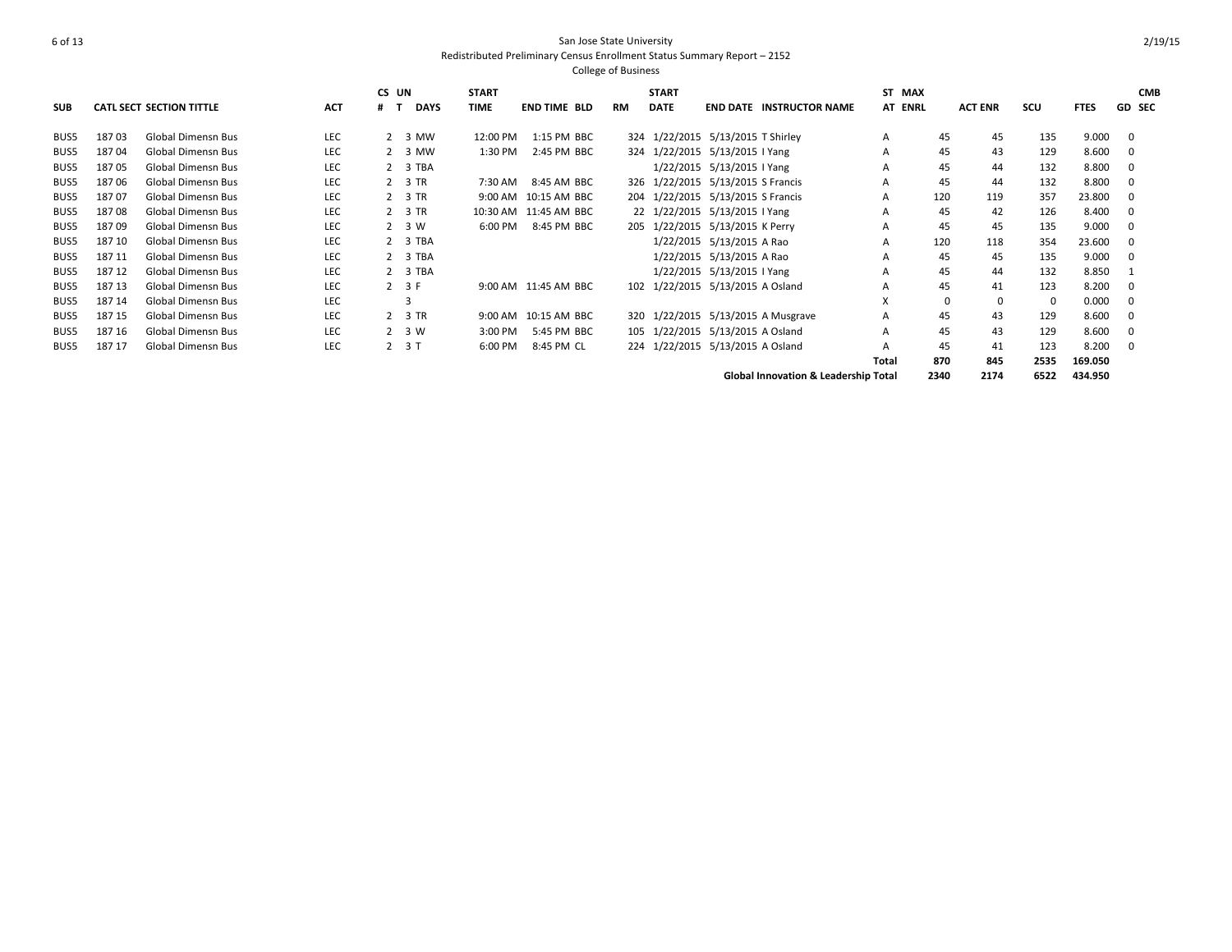San Jose State University
Redistributed Preliminary Census Enrollment Status Summary Report – 2152
College of Business

| SUB | CATL | SECT | SECTION TITTLE | ACT | CS # | UN T | DAYS | START TIME | END TIME | BLD | RM | START DATE | END DATE | INSTRUCTOR NAME | ST AT | MAX ENRL | ACT ENR | SCU | FTES | GD | CMB SEC |
|---|---|---|---|---|---|---|---|---|---|---|---|---|---|---|---|---|---|---|---|---|---|
| BUS5 | 187 | 03 | Global Dimensn Bus | LEC | 2 | 3 | MW | 12:00 PM | 1:15 PM | BBC | 324 | 1/22/2015 | 5/13/2015 | T Shirley | A | 45 | 45 | 135 | 9.000 | | 0 |
| BUS5 | 187 | 04 | Global Dimensn Bus | LEC | 2 | 3 | MW | 1:30 PM | 2:45 PM | BBC | 324 | 1/22/2015 | 5/13/2015 | I Yang | A | 45 | 43 | 129 | 8.600 | | 0 |
| BUS5 | 187 | 05 | Global Dimensn Bus | LEC | 2 | 3 | TBA | | | | | 1/22/2015 | 5/13/2015 | I Yang | A | 45 | 44 | 132 | 8.800 | | 0 |
| BUS5 | 187 | 06 | Global Dimensn Bus | LEC | 2 | 3 | TR | 7:30 AM | 8:45 AM | BBC | 326 | 1/22/2015 | 5/13/2015 | S Francis | A | 45 | 44 | 132 | 8.800 | | 0 |
| BUS5 | 187 | 07 | Global Dimensn Bus | LEC | 2 | 3 | TR | 9:00 AM | 10:15 AM | BBC | 204 | 1/22/2015 | 5/13/2015 | S Francis | A | 120 | 119 | 357 | 23.800 | | 0 |
| BUS5 | 187 | 08 | Global Dimensn Bus | LEC | 2 | 3 | TR | 10:30 AM | 11:45 AM | BBC | 22 | 1/22/2015 | 5/13/2015 | I Yang | A | 45 | 42 | 126 | 8.400 | | 0 |
| BUS5 | 187 | 09 | Global Dimensn Bus | LEC | 2 | 3 | W | 6:00 PM | 8:45 PM | BBC | 205 | 1/22/2015 | 5/13/2015 | K Perry | A | 45 | 45 | 135 | 9.000 | | 0 |
| BUS5 | 187 | 10 | Global Dimensn Bus | LEC | 2 | 3 | TBA | | | | | 1/22/2015 | 5/13/2015 | A Rao | A | 120 | 118 | 354 | 23.600 | | 0 |
| BUS5 | 187 | 11 | Global Dimensn Bus | LEC | 2 | 3 | TBA | | | | | 1/22/2015 | 5/13/2015 | A Rao | A | 45 | 45 | 135 | 9.000 | | 0 |
| BUS5 | 187 | 12 | Global Dimensn Bus | LEC | 2 | 3 | TBA | | | | | 1/22/2015 | 5/13/2015 | I Yang | A | 45 | 44 | 132 | 8.850 | | 1 |
| BUS5 | 187 | 13 | Global Dimensn Bus | LEC | 2 | 3 | F | 9:00 AM | 11:45 AM | BBC | 102 | 1/22/2015 | 5/13/2015 | A Osland | A | 45 | 41 | 123 | 8.200 | | 0 |
| BUS5 | 187 | 14 | Global Dimensn Bus | LEC | | 3 | | | | | | | | | X | 0 | 0 | 0 | 0.000 | | 0 |
| BUS5 | 187 | 15 | Global Dimensn Bus | LEC | 2 | 3 | TR | 9:00 AM | 10:15 AM | BBC | 320 | 1/22/2015 | 5/13/2015 | A Musgrave | A | 45 | 43 | 129 | 8.600 | | 0 |
| BUS5 | 187 | 16 | Global Dimensn Bus | LEC | 2 | 3 | W | 3:00 PM | 5:45 PM | BBC | 105 | 1/22/2015 | 5/13/2015 | A Osland | A | 45 | 43 | 129 | 8.600 | | 0 |
| BUS5 | 187 | 17 | Global Dimensn Bus | LEC | 2 | 3 | T | 6:00 PM | 8:45 PM | CL | 224 | 1/22/2015 | 5/13/2015 | A Osland | A | 45 | 41 | 123 | 8.200 | | 0 |
| | | | | | | | | | | | | | | | **Total** | **870** | **845** | **2535** | **169.050** | | |
| | | | | | | | | | | | | | | **Global Innovation & Leadership Total** | | **2340** | **2174** | **6522** | **434.950** | | |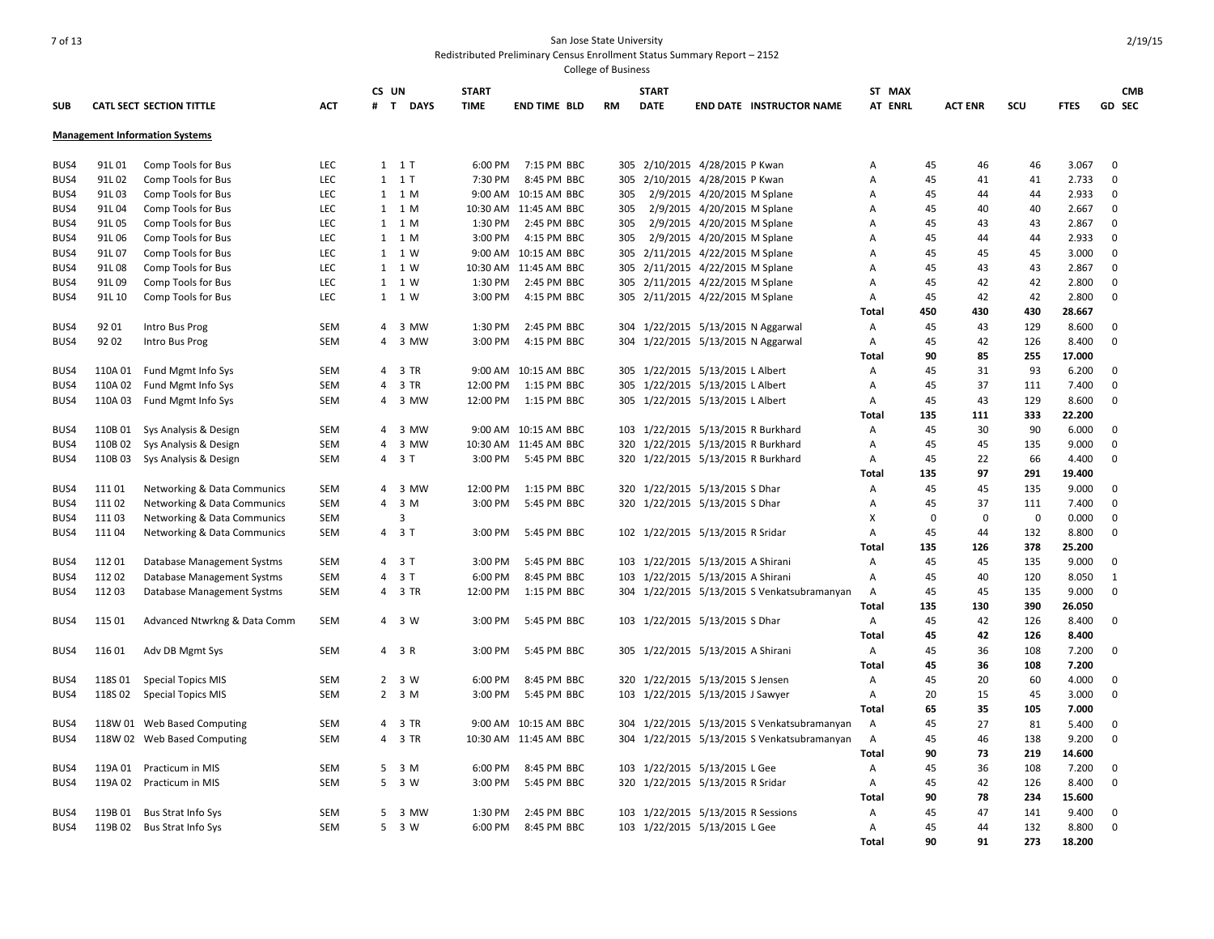San Jose State University

Redistributed Preliminary Census Enrollment Status Summary Report – 2152

College of Business

## Management Information Systems

| SUB | CATL SECT SECTION TITTLE | | ACT | CS # | UN T | DAYS | START TIME | END TIME | BLD | RM | START DATE | END DATE | INSTRUCTOR NAME | ST AT | MAX ENRL | ACT ENR | SCU | FTES | GD | CMB SEC |
|---|---|---|---|---|---|---|---|---|---|---|---|---|---|---|---|---|---|---|---|---|
| BUS4 | 91L 01 | Comp Tools for Bus | LEC | 1 | 1 | T | 6:00 PM | 7:15 PM | BBC | 305 | 2/10/2015 | 4/28/2015 | P Kwan | A | 45 | 46 | 46 | 3.067 | 0 | |
| BUS4 | 91L 02 | Comp Tools for Bus | LEC | 1 | 1 | T | 7:30 PM | 8:45 PM | BBC | 305 | 2/10/2015 | 4/28/2015 | P Kwan | A | 45 | 41 | 41 | 2.733 | 0 | |
| BUS4 | 91L 03 | Comp Tools for Bus | LEC | 1 | 1 | M | 9:00 AM | 10:15 AM | BBC | 305 | 2/9/2015 | 4/20/2015 | M Splane | A | 45 | 44 | 44 | 2.933 | 0 | |
| BUS4 | 91L 04 | Comp Tools for Bus | LEC | 1 | 1 | M | 10:30 AM | 11:45 AM | BBC | 305 | 2/9/2015 | 4/20/2015 | M Splane | A | 45 | 40 | 40 | 2.667 | 0 | |
| BUS4 | 91L 05 | Comp Tools for Bus | LEC | 1 | 1 | M | 1:30 PM | 2:45 PM | BBC | 305 | 2/9/2015 | 4/20/2015 | M Splane | A | 45 | 43 | 43 | 2.867 | 0 | |
| BUS4 | 91L 06 | Comp Tools for Bus | LEC | 1 | 1 | M | 3:00 PM | 4:15 PM | BBC | 305 | 2/9/2015 | 4/20/2015 | M Splane | A | 45 | 44 | 44 | 2.933 | 0 | |
| BUS4 | 91L 07 | Comp Tools for Bus | LEC | 1 | 1 | W | 9:00 AM | 10:15 AM | BBC | 305 | 2/11/2015 | 4/22/2015 | M Splane | A | 45 | 45 | 45 | 3.000 | 0 | |
| BUS4 | 91L 08 | Comp Tools for Bus | LEC | 1 | 1 | W | 10:30 AM | 11:45 AM | BBC | 305 | 2/11/2015 | 4/22/2015 | M Splane | A | 45 | 43 | 43 | 2.867 | 0 | |
| BUS4 | 91L 09 | Comp Tools for Bus | LEC | 1 | 1 | W | 1:30 PM | 2:45 PM | BBC | 305 | 2/11/2015 | 4/22/2015 | M Splane | A | 45 | 42 | 42 | 2.800 | 0 | |
| BUS4 | 91L 10 | Comp Tools for Bus | LEC | 1 | 1 | W | 3:00 PM | 4:15 PM | BBC | 305 | 2/11/2015 | 4/22/2015 | M Splane | A | 45 | 42 | 42 | 2.800 | 0 | |
| | | | | | | | | | | | | | | **Total** | **450** | **430** | **430** | **28.667** | | |
| BUS4 | 92 01 | Intro Bus Prog | SEM | 4 | 3 | MW | 1:30 PM | 2:45 PM | BBC | 304 | 1/22/2015 | 5/13/2015 | N Aggarwal | A | 45 | 43 | 129 | 8.600 | 0 | |
| BUS4 | 92 02 | Intro Bus Prog | SEM | 4 | 3 | MW | 3:00 PM | 4:15 PM | BBC | 304 | 1/22/2015 | 5/13/2015 | N Aggarwal | A | 45 | 42 | 126 | 8.400 | 0 | |
| | | | | | | | | | | | | | | **Total** | **90** | **85** | **255** | **17.000** | | |
| BUS4 | 110A 01 | Fund Mgmt Info Sys | SEM | 4 | 3 | TR | 9:00 AM | 10:15 AM | BBC | 305 | 1/22/2015 | 5/13/2015 | L Albert | A | 45 | 31 | 93 | 6.200 | 0 | |
| BUS4 | 110A 02 | Fund Mgmt Info Sys | SEM | 4 | 3 | TR | 12:00 PM | 1:15 PM | BBC | 305 | 1/22/2015 | 5/13/2015 | L Albert | A | 45 | 37 | 111 | 7.400 | 0 | |
| BUS4 | 110A 03 | Fund Mgmt Info Sys | SEM | 4 | 3 | MW | 12:00 PM | 1:15 PM | BBC | 305 | 1/22/2015 | 5/13/2015 | L Albert | A | 45 | 43 | 129 | 8.600 | 0 | |
| | | | | | | | | | | | | | | **Total** | **135** | **111** | **333** | **22.200** | | |
| BUS4 | 110B 01 | Sys Analysis & Design | SEM | 4 | 3 | MW | 9:00 AM | 10:15 AM | BBC | 103 | 1/22/2015 | 5/13/2015 | R Burkhard | A | 45 | 30 | 90 | 6.000 | 0 | |
| BUS4 | 110B 02 | Sys Analysis & Design | SEM | 4 | 3 | MW | 10:30 AM | 11:45 AM | BBC | 320 | 1/22/2015 | 5/13/2015 | R Burkhard | A | 45 | 45 | 135 | 9.000 | 0 | |
| BUS4 | 110B 03 | Sys Analysis & Design | SEM | 4 | 3 | T | 3:00 PM | 5:45 PM | BBC | 320 | 1/22/2015 | 5/13/2015 | R Burkhard | A | 45 | 22 | 66 | 4.400 | 0 | |
| | | | | | | | | | | | | | | **Total** | **135** | **97** | **291** | **19.400** | | |
| BUS4 | 111 01 | Networking & Data Communics | SEM | 4 | 3 | MW | 12:00 PM | 1:15 PM | BBC | 320 | 1/22/2015 | 5/13/2015 | S Dhar | A | 45 | 45 | 135 | 9.000 | 0 | |
| BUS4 | 111 02 | Networking & Data Communics | SEM | 4 | 3 | M | 3:00 PM | 5:45 PM | BBC | 320 | 1/22/2015 | 5/13/2015 | S Dhar | A | 45 | 37 | 111 | 7.400 | 0 | |
| BUS4 | 111 03 | Networking & Data Communics | SEM | | 3 | | | | | | | | | X | 0 | 0 | 0 | 0.000 | 0 | |
| BUS4 | 111 04 | Networking & Data Communics | SEM | 4 | 3 | T | 3:00 PM | 5:45 PM | BBC | 102 | 1/22/2015 | 5/13/2015 | R Sridar | A | 45 | 44 | 132 | 8.800 | 0 | |
| | | | | | | | | | | | | | | **Total** | **135** | **126** | **378** | **25.200** | | |
| BUS4 | 112 01 | Database Management Systms | SEM | 4 | 3 | T | 3:00 PM | 5:45 PM | BBC | 103 | 1/22/2015 | 5/13/2015 | A Shirani | A | 45 | 45 | 135 | 9.000 | 0 | |
| BUS4 | 112 02 | Database Management Systms | SEM | 4 | 3 | T | 6:00 PM | 8:45 PM | BBC | 103 | 1/22/2015 | 5/13/2015 | A Shirani | A | 45 | 40 | 120 | 8.050 | 1 | |
| BUS4 | 112 03 | Database Management Systms | SEM | 4 | 3 | TR | 12:00 PM | 1:15 PM | BBC | 304 | 1/22/2015 | 5/13/2015 | S Venkatsubramanyan | A | 45 | 45 | 135 | 9.000 | 0 | |
| | | | | | | | | | | | | | | **Total** | **135** | **130** | **390** | **26.050** | | |
| BUS4 | 115 01 | Advanced Ntwrkng & Data Comm | SEM | 4 | 3 | W | 3:00 PM | 5:45 PM | BBC | 103 | 1/22/2015 | 5/13/2015 | S Dhar | A | 45 | 42 | 126 | 8.400 | 0 | |
| | | | | | | | | | | | | | | **Total** | **45** | **42** | **126** | **8.400** | | |
| BUS4 | 116 01 | Adv DB Mgmt Sys | SEM | 4 | 3 | R | 3:00 PM | 5:45 PM | BBC | 305 | 1/22/2015 | 5/13/2015 | A Shirani | A | 45 | 36 | 108 | 7.200 | 0 | |
| | | | | | | | | | | | | | | **Total** | **45** | **36** | **108** | **7.200** | | |
| BUS4 | 118S 01 | Special Topics MIS | SEM | 2 | 3 | W | 6:00 PM | 8:45 PM | BBC | 320 | 1/22/2015 | 5/13/2015 | S Jensen | A | 45 | 20 | 60 | 4.000 | 0 | |
| BUS4 | 118S 02 | Special Topics MIS | SEM | 2 | 3 | M | 3:00 PM | 5:45 PM | BBC | 103 | 1/22/2015 | 5/13/2015 | J Sawyer | A | 20 | 15 | 45 | 3.000 | 0 | |
| | | | | | | | | | | | | | | **Total** | **65** | **35** | **105** | **7.000** | | |
| BUS4 | 118W 01 | Web Based Computing | SEM | 4 | 3 | TR | 9:00 AM | 10:15 AM | BBC | 304 | 1/22/2015 | 5/13/2015 | S Venkatsubramanyan | A | 45 | 27 | 81 | 5.400 | 0 | |
| BUS4 | 118W 02 | Web Based Computing | SEM | 4 | 3 | TR | 10:30 AM | 11:45 AM | BBC | 304 | 1/22/2015 | 5/13/2015 | S Venkatsubramanyan | A | 45 | 46 | 138 | 9.200 | 0 | |
| | | | | | | | | | | | | | | **Total** | **90** | **73** | **219** | **14.600** | | |
| BUS4 | 119A 01 | Practicum in MIS | SEM | 5 | 3 | M | 6:00 PM | 8:45 PM | BBC | 103 | 1/22/2015 | 5/13/2015 | L Gee | A | 45 | 36 | 108 | 7.200 | 0 | |
| BUS4 | 119A 02 | Practicum in MIS | SEM | 5 | 3 | W | 3:00 PM | 5:45 PM | BBC | 320 | 1/22/2015 | 5/13/2015 | R Sridar | A | 45 | 42 | 126 | 8.400 | 0 | |
| | | | | | | | | | | | | | | **Total** | **90** | **78** | **234** | **15.600** | | |
| BUS4 | 119B 01 | Bus Strat Info Sys | SEM | 5 | 3 | MW | 1:30 PM | 2:45 PM | BBC | 103 | 1/22/2015 | 5/13/2015 | R Sessions | A | 45 | 47 | 141 | 9.400 | 0 | |
| BUS4 | 119B 02 | Bus Strat Info Sys | SEM | 5 | 3 | W | 6:00 PM | 8:45 PM | BBC | 103 | 1/22/2015 | 5/13/2015 | L Gee | A | 45 | 44 | 132 | 8.800 | 0 | |
| | | | | | | | | | | | | | | **Total** | **90** | **91** | **273** | **18.200** | | |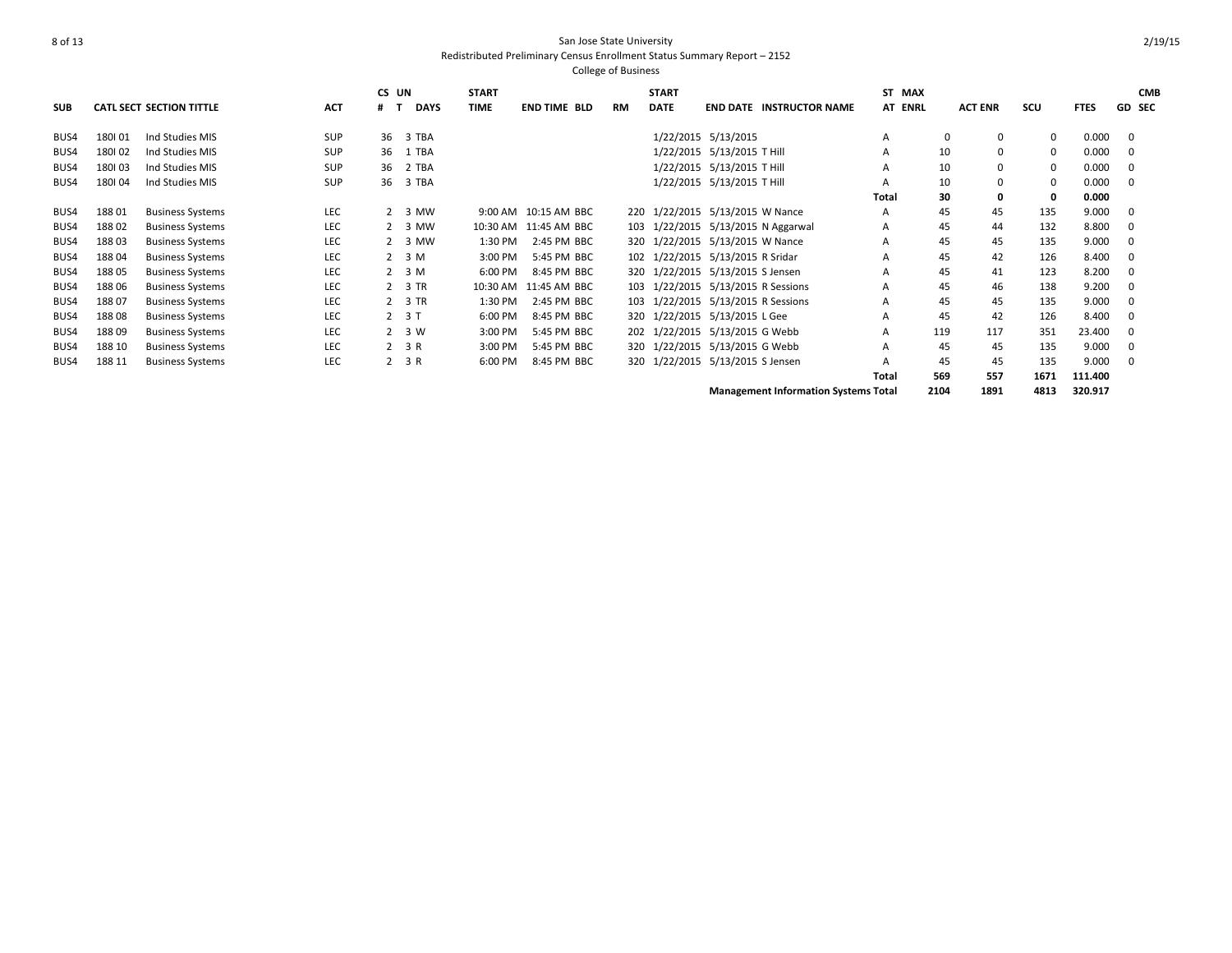# San Jose State University

Redistributed Preliminary Census Enrollment Status Summary Report – 2152

College of Business

| SUB | CATL SECT | SECTION TITTLE | ACT | CS # | UN T | DAYS | START TIME | END TIME | BLD | RM | START DATE | END DATE | INSTRUCTOR NAME | ST AT | MAX ENRL | ACT ENR | SCU | FTES | GD | CMB SEC |
|---|---|---|---|---|---|---|---|---|---|---|---|---|---|---|---|---|---|---|---|---|
| BUS4 | 180I 01 | Ind Studies MIS | SUP | 36 | 3 | TBA | | | | | 1/22/2015 | 5/13/2015 | | A | 0 | 0 | 0 | 0.000 | 0 | |
| BUS4 | 180I 02 | Ind Studies MIS | SUP | 36 | 1 | TBA | | | | | 1/22/2015 | 5/13/2015 | T Hill | A | 10 | 0 | 0 | 0.000 | 0 | |
| BUS4 | 180I 03 | Ind Studies MIS | SUP | 36 | 2 | TBA | | | | | 1/22/2015 | 5/13/2015 | T Hill | A | 10 | 0 | 0 | 0.000 | 0 | |
| BUS4 | 180I 04 | Ind Studies MIS | SUP | 36 | 3 | TBA | | | | | 1/22/2015 | 5/13/2015 | T Hill | A | 10 | 0 | 0 | 0.000 | 0 | |
| | | | | | | | | | | | | | | **Total** | **30** | **0** | **0** | **0.000** | | |
| BUS4 | 188 01 | Business Systems | LEC | 2 | 3 | MW | 9:00 AM | 10:15 AM | BBC | 220 | 1/22/2015 | 5/13/2015 | W Nance | A | 45 | 45 | 135 | 9.000 | 0 | |
| BUS4 | 188 02 | Business Systems | LEC | 2 | 3 | MW | 10:30 AM | 11:45 AM | BBC | 103 | 1/22/2015 | 5/13/2015 | N Aggarwal | A | 45 | 44 | 132 | 8.800 | 0 | |
| BUS4 | 188 03 | Business Systems | LEC | 2 | 3 | MW | 1:30 PM | 2:45 PM | BBC | 320 | 1/22/2015 | 5/13/2015 | W Nance | A | 45 | 45 | 135 | 9.000 | 0 | |
| BUS4 | 188 04 | Business Systems | LEC | 2 | 3 | M | 3:00 PM | 5:45 PM | BBC | 102 | 1/22/2015 | 5/13/2015 | R Sridar | A | 45 | 42 | 126 | 8.400 | 0 | |
| BUS4 | 188 05 | Business Systems | LEC | 2 | 3 | M | 6:00 PM | 8:45 PM | BBC | 320 | 1/22/2015 | 5/13/2015 | S Jensen | A | 45 | 41 | 123 | 8.200 | 0 | |
| BUS4 | 188 06 | Business Systems | LEC | 2 | 3 | TR | 10:30 AM | 11:45 AM | BBC | 103 | 1/22/2015 | 5/13/2015 | R Sessions | A | 45 | 46 | 138 | 9.200 | 0 | |
| BUS4 | 188 07 | Business Systems | LEC | 2 | 3 | TR | 1:30 PM | 2:45 PM | BBC | 103 | 1/22/2015 | 5/13/2015 | R Sessions | A | 45 | 45 | 135 | 9.000 | 0 | |
| BUS4 | 188 08 | Business Systems | LEC | 2 | 3 | T | 6:00 PM | 8:45 PM | BBC | 320 | 1/22/2015 | 5/13/2015 | L Gee | A | 45 | 42 | 126 | 8.400 | 0 | |
| BUS4 | 188 09 | Business Systems | LEC | 2 | 3 | W | 3:00 PM | 5:45 PM | BBC | 202 | 1/22/2015 | 5/13/2015 | G Webb | A | 119 | 117 | 351 | 23.400 | 0 | |
| BUS4 | 188 10 | Business Systems | LEC | 2 | 3 | R | 3:00 PM | 5:45 PM | BBC | 320 | 1/22/2015 | 5/13/2015 | G Webb | A | 45 | 45 | 135 | 9.000 | 0 | |
| BUS4 | 188 11 | Business Systems | LEC | 2 | 3 | R | 6:00 PM | 8:45 PM | BBC | 320 | 1/22/2015 | 5/13/2015 | S Jensen | A | 45 | 45 | 135 | 9.000 | 0 | |
| | | | | | | | | | | | | | | **Total** | **569** | **557** | **1671** | **111.400** | | |
| | | | | | | | | | | | | | **Management Information Systems Total** | | **2104** | **1891** | **4813** | **320.917** | | |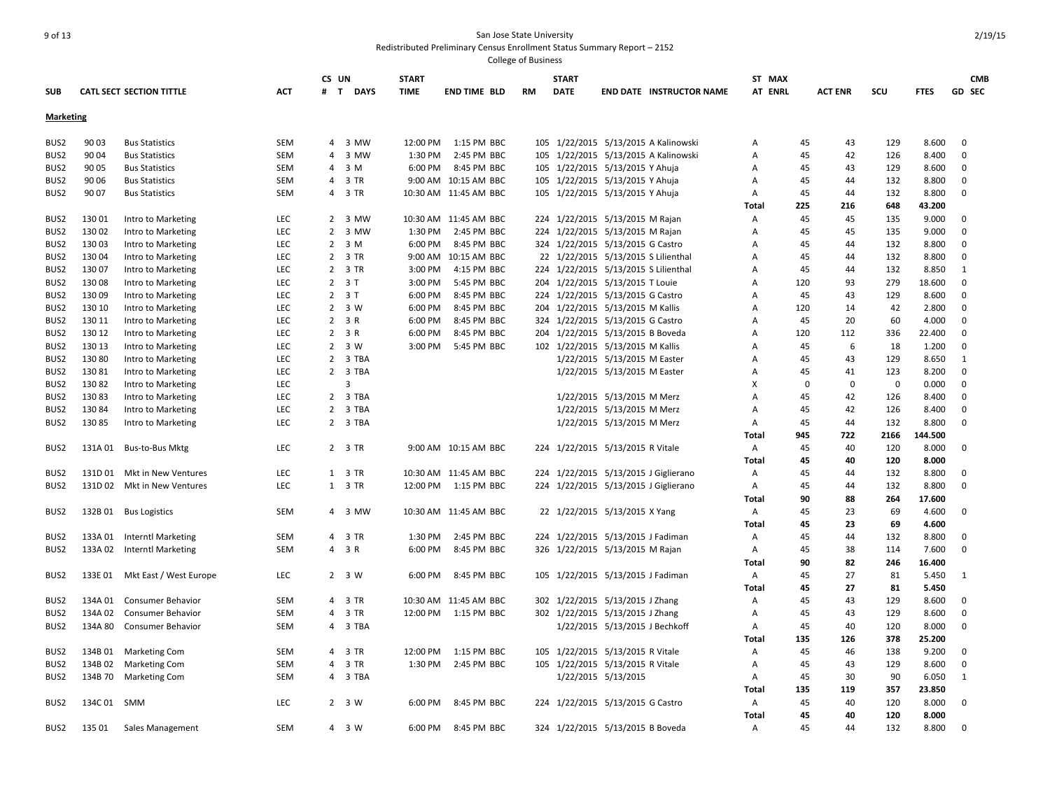San Jose State University

Redistributed Preliminary Census Enrollment Status Summary Report – 2152

College of Business

| SUB | CATL SECT | SECTION TITTLE | ACT | CS # | UN T | DAYS | START TIME | END TIME | BLD | RM | START DATE | END DATE | INSTRUCTOR NAME | ST AT | MAX ENRL | ACT ENR | SCU | FTES | CMB GD SEC |
|---|---|---|---|---|---|---|---|---|---|---|---|---|---|---|---|---|---|---|---|
| **Marketing** | | | | | | | | | | | | | | | | | | | |
| BUS2 | 90 03 | Bus Statistics | SEM | 4 | 3 | MW | 12:00 PM | 1:15 PM | BBC | 105 | 1/22/2015 | 5/13/2015 | A Kalinowski | A | 45 | 43 | 129 | 8.600 | 0 |
| BUS2 | 90 04 | Bus Statistics | SEM | 4 | 3 | MW | 1:30 PM | 2:45 PM | BBC | 105 | 1/22/2015 | 5/13/2015 | A Kalinowski | A | 45 | 42 | 126 | 8.400 | 0 |
| BUS2 | 90 05 | Bus Statistics | SEM | 4 | 3 | M | 6:00 PM | 8:45 PM | BBC | 105 | 1/22/2015 | 5/13/2015 | Y Ahuja | A | 45 | 43 | 129 | 8.600 | 0 |
| BUS2 | 90 06 | Bus Statistics | SEM | 4 | 3 | TR | 9:00 AM | 10:15 AM | BBC | 105 | 1/22/2015 | 5/13/2015 | Y Ahuja | A | 45 | 44 | 132 | 8.800 | 0 |
| BUS2 | 90 07 | Bus Statistics | SEM | 4 | 3 | TR | 10:30 AM | 11:45 AM | BBC | 105 | 1/22/2015 | 5/13/2015 | Y Ahuja | A | 45 | 44 | 132 | 8.800 | 0 |
| | | | | | | | | | | | | | | **Total** | **225** | **216** | **648** | **43.200** | |
| BUS2 | 130 01 | Intro to Marketing | LEC | 2 | 3 | MW | 10:30 AM | 11:45 AM | BBC | 224 | 1/22/2015 | 5/13/2015 | M Rajan | A | 45 | 45 | 135 | 9.000 | 0 |
| BUS2 | 130 02 | Intro to Marketing | LEC | 2 | 3 | MW | 1:30 PM | 2:45 PM | BBC | 224 | 1/22/2015 | 5/13/2015 | M Rajan | A | 45 | 45 | 135 | 9.000 | 0 |
| BUS2 | 130 03 | Intro to Marketing | LEC | 2 | 3 | M | 6:00 PM | 8:45 PM | BBC | 324 | 1/22/2015 | 5/13/2015 | G Castro | A | 45 | 44 | 132 | 8.800 | 0 |
| BUS2 | 130 04 | Intro to Marketing | LEC | 2 | 3 | TR | 9:00 AM | 10:15 AM | BBC | 22 | 1/22/2015 | 5/13/2015 | S Lilienthal | A | 45 | 44 | 132 | 8.800 | 0 |
| BUS2 | 130 07 | Intro to Marketing | LEC | 2 | 3 | TR | 3:00 PM | 4:15 PM | BBC | 224 | 1/22/2015 | 5/13/2015 | S Lilienthal | A | 45 | 44 | 132 | 8.850 | 1 |
| BUS2 | 130 08 | Intro to Marketing | LEC | 2 | 3 | T | 3:00 PM | 5:45 PM | BBC | 204 | 1/22/2015 | 5/13/2015 | T Louie | A | 120 | 93 | 279 | 18.600 | 0 |
| BUS2 | 130 09 | Intro to Marketing | LEC | 2 | 3 | T | 6:00 PM | 8:45 PM | BBC | 224 | 1/22/2015 | 5/13/2015 | G Castro | A | 45 | 43 | 129 | 8.600 | 0 |
| BUS2 | 130 10 | Intro to Marketing | LEC | 2 | 3 | W | 6:00 PM | 8:45 PM | BBC | 204 | 1/22/2015 | 5/13/2015 | M Kallis | A | 120 | 14 | 42 | 2.800 | 0 |
| BUS2 | 130 11 | Intro to Marketing | LEC | 2 | 3 | R | 6:00 PM | 8:45 PM | BBC | 324 | 1/22/2015 | 5/13/2015 | G Castro | A | 45 | 20 | 60 | 4.000 | 0 |
| BUS2 | 130 12 | Intro to Marketing | LEC | 2 | 3 | R | 6:00 PM | 8:45 PM | BBC | 204 | 1/22/2015 | 5/13/2015 | B Boveda | A | 120 | 112 | 336 | 22.400 | 0 |
| BUS2 | 130 13 | Intro to Marketing | LEC | 2 | 3 | W | 3:00 PM | 5:45 PM | BBC | 102 | 1/22/2015 | 5/13/2015 | M Kallis | A | 45 | 6 | 18 | 1.200 | 0 |
| BUS2 | 130 80 | Intro to Marketing | LEC | 2 | 3 | TBA | | | | | 1/22/2015 | 5/13/2015 | M Easter | A | 45 | 43 | 129 | 8.650 | 1 |
| BUS2 | 130 81 | Intro to Marketing | LEC | 2 | 3 | TBA | | | | | 1/22/2015 | 5/13/2015 | M Easter | A | 45 | 41 | 123 | 8.200 | 0 |
| BUS2 | 130 82 | Intro to Marketing | LEC | | 3 | | | | | | | | | X | 0 | 0 | 0 | 0.000 | 0 |
| BUS2 | 130 83 | Intro to Marketing | LEC | 2 | 3 | TBA | | | | | 1/22/2015 | 5/13/2015 | M Merz | A | 45 | 42 | 126 | 8.400 | 0 |
| BUS2 | 130 84 | Intro to Marketing | LEC | 2 | 3 | TBA | | | | | 1/22/2015 | 5/13/2015 | M Merz | A | 45 | 42 | 126 | 8.400 | 0 |
| BUS2 | 130 85 | Intro to Marketing | LEC | 2 | 3 | TBA | | | | | 1/22/2015 | 5/13/2015 | M Merz | A | 45 | 44 | 132 | 8.800 | 0 |
| | | | | | | | | | | | | | | **Total** | **945** | **722** | **2166** | **144.500** | |
| BUS2 | 131A 01 | Bus-to-Bus Mktg | LEC | 2 | 3 | TR | 9:00 AM | 10:15 AM | BBC | 224 | 1/22/2015 | 5/13/2015 | R Vitale | A | 45 | 40 | 120 | 8.000 | 0 |
| | | | | | | | | | | | | | | **Total** | **45** | **40** | **120** | **8.000** | |
| BUS2 | 131D 01 | Mkt in New Ventures | LEC | 1 | 3 | TR | 10:30 AM | 11:45 AM | BBC | 224 | 1/22/2015 | 5/13/2015 | J Giglierano | A | 45 | 44 | 132 | 8.800 | 0 |
| BUS2 | 131D 02 | Mkt in New Ventures | LEC | 1 | 3 | TR | 12:00 PM | 1:15 PM | BBC | 224 | 1/22/2015 | 5/13/2015 | J Giglierano | A | 45 | 44 | 132 | 8.800 | 0 |
| | | | | | | | | | | | | | | **Total** | **90** | **88** | **264** | **17.600** | |
| BUS2 | 132B 01 | Bus Logistics | SEM | 4 | 3 | MW | 10:30 AM | 11:45 AM | BBC | 22 | 1/22/2015 | 5/13/2015 | X Yang | A | 45 | 23 | 69 | 4.600 | 0 |
| | | | | | | | | | | | | | | **Total** | **45** | **23** | **69** | **4.600** | |
| BUS2 | 133A 01 | Interntl Marketing | SEM | 4 | 3 | TR | 1:30 PM | 2:45 PM | BBC | 224 | 1/22/2015 | 5/13/2015 | J Fadiman | A | 45 | 44 | 132 | 8.800 | 0 |
| BUS2 | 133A 02 | Interntl Marketing | SEM | 4 | 3 | R | 6:00 PM | 8:45 PM | BBC | 326 | 1/22/2015 | 5/13/2015 | M Rajan | A | 45 | 38 | 114 | 7.600 | 0 |
| | | | | | | | | | | | | | | **Total** | **90** | **82** | **246** | **16.400** | |
| BUS2 | 133E 01 | Mkt East / West Europe | LEC | 2 | 3 | W | 6:00 PM | 8:45 PM | BBC | 105 | 1/22/2015 | 5/13/2015 | J Fadiman | A | 45 | 27 | 81 | 5.450 | 1 |
| | | | | | | | | | | | | | | **Total** | **45** | **27** | **81** | **5.450** | |
| BUS2 | 134A 01 | Consumer Behavior | SEM | 4 | 3 | TR | 10:30 AM | 11:45 AM | BBC | 302 | 1/22/2015 | 5/13/2015 | J Zhang | A | 45 | 43 | 129 | 8.600 | 0 |
| BUS2 | 134A 02 | Consumer Behavior | SEM | 4 | 3 | TR | 12:00 PM | 1:15 PM | BBC | 302 | 1/22/2015 | 5/13/2015 | J Zhang | A | 45 | 43 | 129 | 8.600 | 0 |
| BUS2 | 134A 80 | Consumer Behavior | SEM | 4 | 3 | TBA | | | | | 1/22/2015 | 5/13/2015 | J Bechkoff | A | 45 | 40 | 120 | 8.000 | 0 |
| | | | | | | | | | | | | | | **Total** | **135** | **126** | **378** | **25.200** | |
| BUS2 | 134B 01 | Marketing Com | SEM | 4 | 3 | TR | 12:00 PM | 1:15 PM | BBC | 105 | 1/22/2015 | 5/13/2015 | R Vitale | A | 45 | 46 | 138 | 9.200 | 0 |
| BUS2 | 134B 02 | Marketing Com | SEM | 4 | 3 | TR | 1:30 PM | 2:45 PM | BBC | 105 | 1/22/2015 | 5/13/2015 | R Vitale | A | 45 | 43 | 129 | 8.600 | 0 |
| BUS2 | 134B 70 | Marketing Com | SEM | 4 | 3 | TBA | | | | | 1/22/2015 | 5/13/2015 | | A | 45 | 30 | 90 | 6.050 | 1 |
| | | | | | | | | | | | | | | **Total** | **135** | **119** | **357** | **23.850** | |
| BUS2 | 134C 01 | SMM | LEC | 2 | 3 | W | 6:00 PM | 8:45 PM | BBC | 224 | 1/22/2015 | 5/13/2015 | G Castro | A | 45 | 40 | 120 | 8.000 | 0 |
| | | | | | | | | | | | | | | **Total** | **45** | **40** | **120** | **8.000** | |
| BUS2 | 135 01 | Sales Management | SEM | 4 | 3 | W | 6:00 PM | 8:45 PM | BBC | 324 | 1/22/2015 | 5/13/2015 | B Boveda | A | 45 | 44 | 132 | 8.800 | 0 |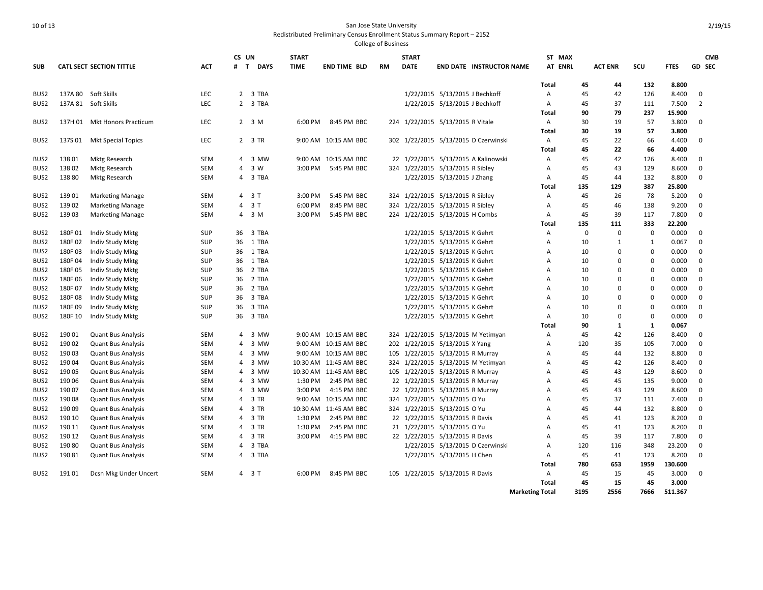San Jose State University
Redistributed Preliminary Census Enrollment Status Summary Report – 2152
College of Business

| SUB | CATL SECT | SECTION TITTLE | ACT | CS # | UN T | DAYS | START TIME | END TIME | BLD | RM | START DATE | END DATE | INSTRUCTOR NAME | ST AT | MAX ENRL | ACT ENR | SCU | FTES | CMB GD SEC |
|---|---|---|---|---|---|---|---|---|---|---|---|---|---|---|---|---|---|---|---|
| | | | | | | | | | | | | | | Total | 45 | 44 | 132 | 8.800 | |
| BUS2 | 137A 80 | Soft Skills | LEC | 2 | 3 | TBA | | | | | 1/22/2015 | 5/13/2015 | J Bechkoff | A | 45 | 42 | 126 | 8.400 | 0 |
| BUS2 | 137A 81 | Soft Skills | LEC | 2 | 3 | TBA | | | | | 1/22/2015 | 5/13/2015 | J Bechkoff | A | 45 | 37 | 111 | 7.500 | 2 |
| | | | | | | | | | | | | | | Total | 90 | 79 | 237 | 15.900 | |
| BUS2 | 137H 01 | Mkt Honors Practicum | LEC | 2 | 3 | M | 6:00 PM | 8:45 PM | BBC | 224 | 1/22/2015 | 5/13/2015 | R Vitale | A | 30 | 19 | 57 | 3.800 | 0 |
| | | | | | | | | | | | | | | Total | 30 | 19 | 57 | 3.800 | |
| BUS2 | 137S 01 | Mkt Special Topics | LEC | 2 | 3 | TR | 9:00 AM | 10:15 AM | BBC | 302 | 1/22/2015 | 5/13/2015 | D Czerwinski | A | 45 | 22 | 66 | 4.400 | 0 |
| | | | | | | | | | | | | | | Total | 45 | 22 | 66 | 4.400 | |
| BUS2 | 138 01 | Mktg Research | SEM | 4 | 3 | MW | 9:00 AM | 10:15 AM | BBC | 22 | 1/22/2015 | 5/13/2015 | A Kalinowski | A | 45 | 42 | 126 | 8.400 | 0 |
| BUS2 | 138 02 | Mktg Research | SEM | 4 | 3 | W | 3:00 PM | 5:45 PM | BBC | 324 | 1/22/2015 | 5/13/2015 | R Sibley | A | 45 | 43 | 129 | 8.600 | 0 |
| BUS2 | 138 80 | Mktg Research | SEM | 4 | 3 | TBA | | | | | 1/22/2015 | 5/13/2015 | J Zhang | A | 45 | 44 | 132 | 8.800 | 0 |
| | | | | | | | | | | | | | | Total | 135 | 129 | 387 | 25.800 | |
| BUS2 | 139 01 | Marketing Manage | SEM | 4 | 3 | T | 3:00 PM | 5:45 PM | BBC | 324 | 1/22/2015 | 5/13/2015 | R Sibley | A | 45 | 26 | 78 | 5.200 | 0 |
| BUS2 | 139 02 | Marketing Manage | SEM | 4 | 3 | T | 6:00 PM | 8:45 PM | BBC | 324 | 1/22/2015 | 5/13/2015 | R Sibley | A | 45 | 46 | 138 | 9.200 | 0 |
| BUS2 | 139 03 | Marketing Manage | SEM | 4 | 3 | M | 3:00 PM | 5:45 PM | BBC | 224 | 1/22/2015 | 5/13/2015 | H Combs | A | 45 | 39 | 117 | 7.800 | 0 |
| | | | | | | | | | | | | | | Total | 135 | 111 | 333 | 22.200 | |
| BUS2 | 180F 01 | Indiv Study Mktg | SUP | 36 | 3 | TBA | | | | | 1/22/2015 | 5/13/2015 | K Gehrt | A | 0 | 0 | 0 | 0.000 | 0 |
| BUS2 | 180F 02 | Indiv Study Mktg | SUP | 36 | 1 | TBA | | | | | 1/22/2015 | 5/13/2015 | K Gehrt | A | 10 | 1 | 1 | 0.067 | 0 |
| BUS2 | 180F 03 | Indiv Study Mktg | SUP | 36 | 1 | TBA | | | | | 1/22/2015 | 5/13/2015 | K Gehrt | A | 10 | 0 | 0 | 0.000 | 0 |
| BUS2 | 180F 04 | Indiv Study Mktg | SUP | 36 | 1 | TBA | | | | | 1/22/2015 | 5/13/2015 | K Gehrt | A | 10 | 0 | 0 | 0.000 | 0 |
| BUS2 | 180F 05 | Indiv Study Mktg | SUP | 36 | 2 | TBA | | | | | 1/22/2015 | 5/13/2015 | K Gehrt | A | 10 | 0 | 0 | 0.000 | 0 |
| BUS2 | 180F 06 | Indiv Study Mktg | SUP | 36 | 2 | TBA | | | | | 1/22/2015 | 5/13/2015 | K Gehrt | A | 10 | 0 | 0 | 0.000 | 0 |
| BUS2 | 180F 07 | Indiv Study Mktg | SUP | 36 | 2 | TBA | | | | | 1/22/2015 | 5/13/2015 | K Gehrt | A | 10 | 0 | 0 | 0.000 | 0 |
| BUS2 | 180F 08 | Indiv Study Mktg | SUP | 36 | 3 | TBA | | | | | 1/22/2015 | 5/13/2015 | K Gehrt | A | 10 | 0 | 0 | 0.000 | 0 |
| BUS2 | 180F 09 | Indiv Study Mktg | SUP | 36 | 3 | TBA | | | | | 1/22/2015 | 5/13/2015 | K Gehrt | A | 10 | 0 | 0 | 0.000 | 0 |
| BUS2 | 180F 10 | Indiv Study Mktg | SUP | 36 | 3 | TBA | | | | | 1/22/2015 | 5/13/2015 | K Gehrt | A | 10 | 0 | 0 | 0.000 | 0 |
| | | | | | | | | | | | | | | Total | 90 | 1 | 1 | 0.067 | |
| BUS2 | 190 01 | Quant Bus Analysis | SEM | 4 | 3 | MW | 9:00 AM | 10:15 AM | BBC | 324 | 1/22/2015 | 5/13/2015 | M Yetimyan | A | 45 | 42 | 126 | 8.400 | 0 |
| BUS2 | 190 02 | Quant Bus Analysis | SEM | 4 | 3 | MW | 9:00 AM | 10:15 AM | BBC | 202 | 1/22/2015 | 5/13/2015 | X Yang | A | 120 | 35 | 105 | 7.000 | 0 |
| BUS2 | 190 03 | Quant Bus Analysis | SEM | 4 | 3 | MW | 9:00 AM | 10:15 AM | BBC | 105 | 1/22/2015 | 5/13/2015 | R Murray | A | 45 | 44 | 132 | 8.800 | 0 |
| BUS2 | 190 04 | Quant Bus Analysis | SEM | 4 | 3 | MW | 10:30 AM | 11:45 AM | BBC | 324 | 1/22/2015 | 5/13/2015 | M Yetimyan | A | 45 | 42 | 126 | 8.400 | 0 |
| BUS2 | 190 05 | Quant Bus Analysis | SEM | 4 | 3 | MW | 10:30 AM | 11:45 AM | BBC | 105 | 1/22/2015 | 5/13/2015 | R Murray | A | 45 | 43 | 129 | 8.600 | 0 |
| BUS2 | 190 06 | Quant Bus Analysis | SEM | 4 | 3 | MW | 1:30 PM | 2:45 PM | BBC | 22 | 1/22/2015 | 5/13/2015 | R Murray | A | 45 | 45 | 135 | 9.000 | 0 |
| BUS2 | 190 07 | Quant Bus Analysis | SEM | 4 | 3 | MW | 3:00 PM | 4:15 PM | BBC | 22 | 1/22/2015 | 5/13/2015 | R Murray | A | 45 | 43 | 129 | 8.600 | 0 |
| BUS2 | 190 08 | Quant Bus Analysis | SEM | 4 | 3 | TR | 9:00 AM | 10:15 AM | BBC | 324 | 1/22/2015 | 5/13/2015 | O Yu | A | 45 | 37 | 111 | 7.400 | 0 |
| BUS2 | 190 09 | Quant Bus Analysis | SEM | 4 | 3 | TR | 10:30 AM | 11:45 AM | BBC | 324 | 1/22/2015 | 5/13/2015 | O Yu | A | 45 | 44 | 132 | 8.800 | 0 |
| BUS2 | 190 10 | Quant Bus Analysis | SEM | 4 | 3 | TR | 1:30 PM | 2:45 PM | BBC | 22 | 1/22/2015 | 5/13/2015 | R Davis | A | 45 | 41 | 123 | 8.200 | 0 |
| BUS2 | 190 11 | Quant Bus Analysis | SEM | 4 | 3 | TR | 1:30 PM | 2:45 PM | BBC | 21 | 1/22/2015 | 5/13/2015 | O Yu | A | 45 | 41 | 123 | 8.200 | 0 |
| BUS2 | 190 12 | Quant Bus Analysis | SEM | 4 | 3 | TR | 3:00 PM | 4:15 PM | BBC | 22 | 1/22/2015 | 5/13/2015 | R Davis | A | 45 | 39 | 117 | 7.800 | 0 |
| BUS2 | 190 80 | Quant Bus Analysis | SEM | 4 | 3 | TBA | | | | | 1/22/2015 | 5/13/2015 | D Czerwinski | A | 120 | 116 | 348 | 23.200 | 0 |
| BUS2 | 190 81 | Quant Bus Analysis | SEM | 4 | 3 | TBA | | | | | 1/22/2015 | 5/13/2015 | H Chen | A | 45 | 41 | 123 | 8.200 | 0 |
| | | | | | | | | | | | | | | Total | 780 | 653 | 1959 | 130.600 | |
| BUS2 | 191 01 | Dcsn Mkg Under Uncert | SEM | 4 | 3 | T | 6:00 PM | 8:45 PM | BBC | 105 | 1/22/2015 | 5/13/2015 | R Davis | A | 45 | 15 | 45 | 3.000 | 0 |
| | | | | | | | | | | | | | | Total | 45 | 15 | 45 | 3.000 | |
| | | | | | | | | | | | | | | Marketing Total | 3195 | 2556 | 7666 | 511.367 | |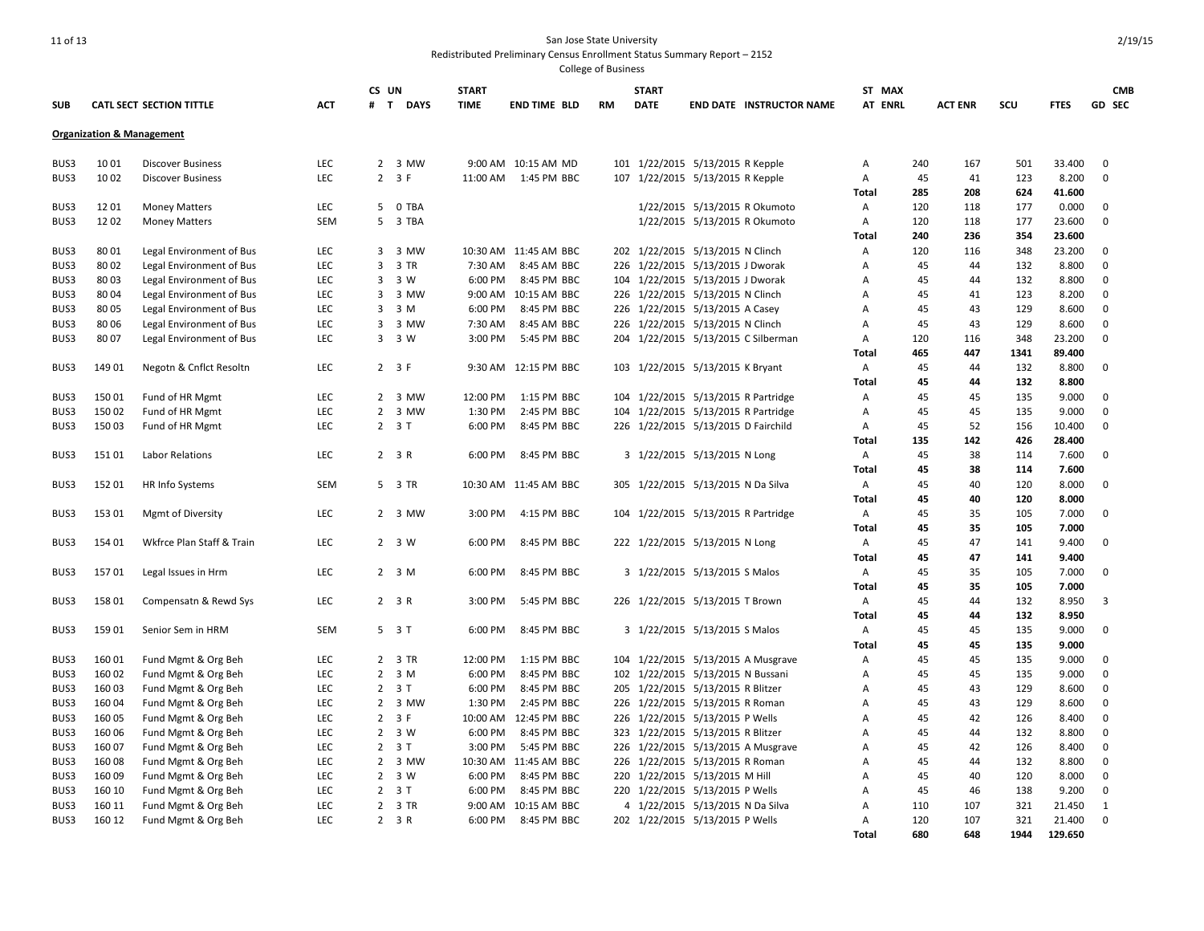San Jose State University
Redistributed Preliminary Census Enrollment Status Summary Report – 2152
College of Business

| SUB | CATL SECT | SECTION TITTLE | ACT | CS # | UN T | DAYS | START TIME | END TIME | BLD | RM | START DATE | END DATE | INSTRUCTOR NAME | ST AT | MAX ENRL | ACT ENR | SCU | FTES | CMB GD SEC |
|---|---|---|---|---|---|---|---|---|---|---|---|---|---|---|---|---|---|---|---|
| **Organization & Management** | | | | | | | | | | | | | | | | | | | |
| BUS3 | 10 01 | Discover Business | LEC | 2 | 3 | MW | 9:00 AM | 10:15 AM | MD | 101 | 1/22/2015 | 5/13/2015 | R Kepple | A | 240 | 167 | 501 | 33.400 | 0 |
| BUS3 | 10 02 | Discover Business | LEC | 2 | 3 | F | 11:00 AM | 1:45 PM | BBC | 107 | 1/22/2015 | 5/13/2015 | R Kepple | A | 45 | 41 | 123 | 8.200 | 0 |
| | | | | | | | | | | | | | | **Total** | **285** | **208** | **624** | **41.600** | |
| BUS3 | 12 01 | Money Matters | LEC | 5 | 0 | TBA | | | | | 1/22/2015 | 5/13/2015 | R Okumoto | A | 120 | 118 | 177 | 0.000 | 0 |
| BUS3 | 12 02 | Money Matters | SEM | 5 | 3 | TBA | | | | | 1/22/2015 | 5/13/2015 | R Okumoto | A | 120 | 118 | 177 | 23.600 | 0 |
| | | | | | | | | | | | | | | **Total** | **240** | **236** | **354** | **23.600** | |
| BUS3 | 80 01 | Legal Environment of Bus | LEC | 3 | 3 | MW | 10:30 AM | 11:45 AM | BBC | 202 | 1/22/2015 | 5/13/2015 | N Clinch | A | 120 | 116 | 348 | 23.200 | 0 |
| BUS3 | 80 02 | Legal Environment of Bus | LEC | 3 | 3 | TR | 7:30 AM | 8:45 AM | BBC | 226 | 1/22/2015 | 5/13/2015 | J Dworak | A | 45 | 44 | 132 | 8.800 | 0 |
| BUS3 | 80 03 | Legal Environment of Bus | LEC | 3 | 3 | W | 6:00 PM | 8:45 PM | BBC | 104 | 1/22/2015 | 5/13/2015 | J Dworak | A | 45 | 44 | 132 | 8.800 | 0 |
| BUS3 | 80 04 | Legal Environment of Bus | LEC | 3 | 3 | MW | 9:00 AM | 10:15 AM | BBC | 226 | 1/22/2015 | 5/13/2015 | N Clinch | A | 45 | 41 | 123 | 8.200 | 0 |
| BUS3 | 80 05 | Legal Environment of Bus | LEC | 3 | 3 | M | 6:00 PM | 8:45 PM | BBC | 226 | 1/22/2015 | 5/13/2015 | A Casey | A | 45 | 43 | 129 | 8.600 | 0 |
| BUS3 | 80 06 | Legal Environment of Bus | LEC | 3 | 3 | MW | 7:30 AM | 8:45 AM | BBC | 226 | 1/22/2015 | 5/13/2015 | N Clinch | A | 45 | 43 | 129 | 8.600 | 0 |
| BUS3 | 80 07 | Legal Environment of Bus | LEC | 3 | 3 | W | 3:00 PM | 5:45 PM | BBC | 204 | 1/22/2015 | 5/13/2015 | C Silberman | A | 120 | 116 | 348 | 23.200 | 0 |
| | | | | | | | | | | | | | | **Total** | **465** | **447** | **1341** | **89.400** | |
| BUS3 | 149 01 | Negotn & Cnflct Resoltn | LEC | 2 | 3 | F | 9:30 AM | 12:15 PM | BBC | 103 | 1/22/2015 | 5/13/2015 | K Bryant | A | 45 | 44 | 132 | 8.800 | 0 |
| | | | | | | | | | | | | | | **Total** | **45** | **44** | **132** | **8.800** | |
| BUS3 | 150 01 | Fund of HR Mgmt | LEC | 2 | 3 | MW | 12:00 PM | 1:15 PM | BBC | 104 | 1/22/2015 | 5/13/2015 | R Partridge | A | 45 | 45 | 135 | 9.000 | 0 |
| BUS3 | 150 02 | Fund of HR Mgmt | LEC | 2 | 3 | MW | 1:30 PM | 2:45 PM | BBC | 104 | 1/22/2015 | 5/13/2015 | R Partridge | A | 45 | 45 | 135 | 9.000 | 0 |
| BUS3 | 150 03 | Fund of HR Mgmt | LEC | 2 | 3 | T | 6:00 PM | 8:45 PM | BBC | 226 | 1/22/2015 | 5/13/2015 | D Fairchild | A | 45 | 52 | 156 | 10.400 | 0 |
| | | | | | | | | | | | | | | **Total** | **135** | **142** | **426** | **28.400** | |
| BUS3 | 151 01 | Labor Relations | LEC | 2 | 3 | R | 6:00 PM | 8:45 PM | BBC | 3 | 1/22/2015 | 5/13/2015 | N Long | A | 45 | 38 | 114 | 7.600 | 0 |
| | | | | | | | | | | | | | | **Total** | **45** | **38** | **114** | **7.600** | |
| BUS3 | 152 01 | HR Info Systems | SEM | 5 | 3 | TR | 10:30 AM | 11:45 AM | BBC | 305 | 1/22/2015 | 5/13/2015 | N Da Silva | A | 45 | 40 | 120 | 8.000 | 0 |
| | | | | | | | | | | | | | | **Total** | **45** | **40** | **120** | **8.000** | |
| BUS3 | 153 01 | Mgmt of Diversity | LEC | 2 | 3 | MW | 3:00 PM | 4:15 PM | BBC | 104 | 1/22/2015 | 5/13/2015 | R Partridge | A | 45 | 35 | 105 | 7.000 | 0 |
| | | | | | | | | | | | | | | **Total** | **45** | **35** | **105** | **7.000** | |
| BUS3 | 154 01 | Wkfrce Plan Staff & Train | LEC | 2 | 3 | W | 6:00 PM | 8:45 PM | BBC | 222 | 1/22/2015 | 5/13/2015 | N Long | A | 45 | 47 | 141 | 9.400 | 0 |
| | | | | | | | | | | | | | | **Total** | **45** | **47** | **141** | **9.400** | |
| BUS3 | 157 01 | Legal Issues in Hrm | LEC | 2 | 3 | M | 6:00 PM | 8:45 PM | BBC | 3 | 1/22/2015 | 5/13/2015 | S Malos | A | 45 | 35 | 105 | 7.000 | 0 |
| | | | | | | | | | | | | | | **Total** | **45** | **35** | **105** | **7.000** | |
| BUS3 | 158 01 | Compensatn & Rewd Sys | LEC | 2 | 3 | R | 3:00 PM | 5:45 PM | BBC | 226 | 1/22/2015 | 5/13/2015 | T Brown | A | 45 | 44 | 132 | 8.950 | 3 |
| | | | | | | | | | | | | | | **Total** | **45** | **44** | **132** | **8.950** | |
| BUS3 | 159 01 | Senior Sem in HRM | SEM | 5 | 3 | T | 6:00 PM | 8:45 PM | BBC | 3 | 1/22/2015 | 5/13/2015 | S Malos | A | 45 | 45 | 135 | 9.000 | 0 |
| | | | | | | | | | | | | | | **Total** | **45** | **45** | **135** | **9.000** | |
| BUS3 | 160 01 | Fund Mgmt & Org Beh | LEC | 2 | 3 | TR | 12:00 PM | 1:15 PM | BBC | 104 | 1/22/2015 | 5/13/2015 | A Musgrave | A | 45 | 45 | 135 | 9.000 | 0 |
| BUS3 | 160 02 | Fund Mgmt & Org Beh | LEC | 2 | 3 | M | 6:00 PM | 8:45 PM | BBC | 102 | 1/22/2015 | 5/13/2015 | N Bussani | A | 45 | 45 | 135 | 9.000 | 0 |
| BUS3 | 160 03 | Fund Mgmt & Org Beh | LEC | 2 | 3 | T | 6:00 PM | 8:45 PM | BBC | 205 | 1/22/2015 | 5/13/2015 | R Blitzer | A | 45 | 43 | 129 | 8.600 | 0 |
| BUS3 | 160 04 | Fund Mgmt & Org Beh | LEC | 2 | 3 | MW | 1:30 PM | 2:45 PM | BBC | 226 | 1/22/2015 | 5/13/2015 | R Roman | A | 45 | 43 | 129 | 8.600 | 0 |
| BUS3 | 160 05 | Fund Mgmt & Org Beh | LEC | 2 | 3 | F | 10:00 AM | 12:45 PM | BBC | 226 | 1/22/2015 | 5/13/2015 | P Wells | A | 45 | 42 | 126 | 8.400 | 0 |
| BUS3 | 160 06 | Fund Mgmt & Org Beh | LEC | 2 | 3 | W | 6:00 PM | 8:45 PM | BBC | 323 | 1/22/2015 | 5/13/2015 | R Blitzer | A | 45 | 44 | 132 | 8.800 | 0 |
| BUS3 | 160 07 | Fund Mgmt & Org Beh | LEC | 2 | 3 | T | 3:00 PM | 5:45 PM | BBC | 226 | 1/22/2015 | 5/13/2015 | A Musgrave | A | 45 | 42 | 126 | 8.400 | 0 |
| BUS3 | 160 08 | Fund Mgmt & Org Beh | LEC | 2 | 3 | MW | 10:30 AM | 11:45 AM | BBC | 226 | 1/22/2015 | 5/13/2015 | R Roman | A | 45 | 44 | 132 | 8.800 | 0 |
| BUS3 | 160 09 | Fund Mgmt & Org Beh | LEC | 2 | 3 | W | 6:00 PM | 8:45 PM | BBC | 220 | 1/22/2015 | 5/13/2015 | M Hill | A | 45 | 40 | 120 | 8.000 | 0 |
| BUS3 | 160 10 | Fund Mgmt & Org Beh | LEC | 2 | 3 | T | 6:00 PM | 8:45 PM | BBC | 220 | 1/22/2015 | 5/13/2015 | P Wells | A | 45 | 46 | 138 | 9.200 | 0 |
| BUS3 | 160 11 | Fund Mgmt & Org Beh | LEC | 2 | 3 | TR | 9:00 AM | 10:15 AM | BBC | 4 | 1/22/2015 | 5/13/2015 | N Da Silva | A | 110 | 107 | 321 | 21.450 | 1 |
| BUS3 | 160 12 | Fund Mgmt & Org Beh | LEC | 2 | 3 | R | 6:00 PM | 8:45 PM | BBC | 202 | 1/22/2015 | 5/13/2015 | P Wells | A | 120 | 107 | 321 | 21.400 | 0 |
| | | | | | | | | | | | | | | **Total** | **680** | **648** | **1944** | **129.650** | |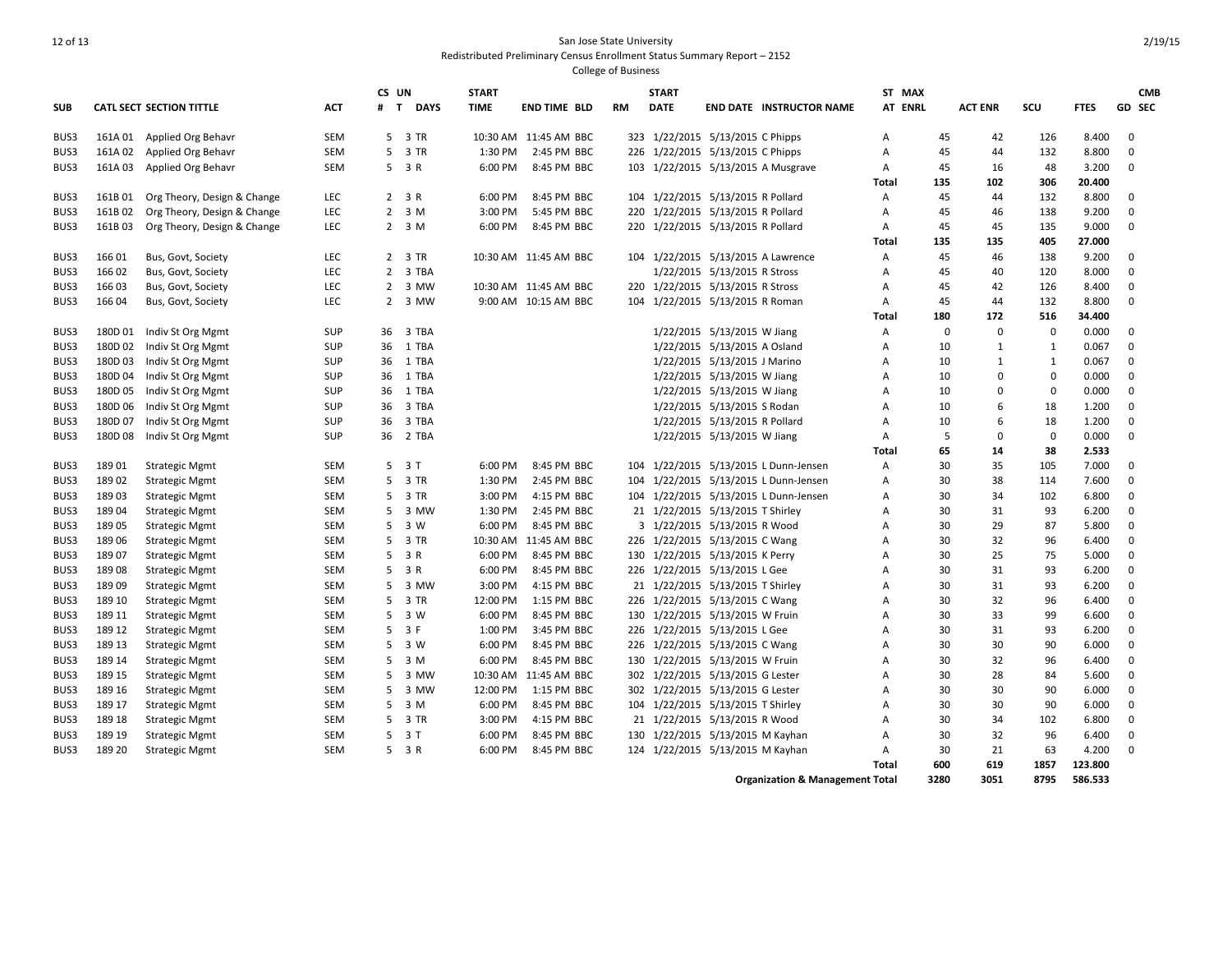San Jose State University
Redistributed Preliminary Census Enrollment Status Summary Report – 2152
College of Business

| SUB | CATL SECT | SECTION TITTLE | ACT | CS # | UN T | DAYS | START TIME | END TIME | BLD | RM | START DATE | END DATE | INSTRUCTOR NAME | ST AT | MAX ENRL | ACT ENR | SCU | FTES | GD | CMB SEC |
|---|---|---|---|---|---|---|---|---|---|---|---|---|---|---|---|---|---|---|---|---|
| BUS3 | 161A 01 | Applied Org Behavr | SEM | 5 | 3 | TR | 10:30 AM | 11:45 AM | BBC | 323 | 1/22/2015 | 5/13/2015 | C Phipps | A | 45 | 42 | 126 | 8.400 | 0 | |
| BUS3 | 161A 02 | Applied Org Behavr | SEM | 5 | 3 | TR | 1:30 PM | 2:45 PM | BBC | 226 | 1/22/2015 | 5/13/2015 | C Phipps | A | 45 | 44 | 132 | 8.800 | 0 | |
| BUS3 | 161A 03 | Applied Org Behavr | SEM | 5 | 3 | R | 6:00 PM | 8:45 PM | BBC | 103 | 1/22/2015 | 5/13/2015 | A Musgrave | A | 45 | 16 | 48 | 3.200 | 0 | |
| | | | | | | | | | | | | | | **Total** | **135** | **102** | **306** | **20.400** | | |
| BUS3 | 161B 01 | Org Theory, Design & Change | LEC | 2 | 3 | R | 6:00 PM | 8:45 PM | BBC | 104 | 1/22/2015 | 5/13/2015 | R Pollard | A | 45 | 44 | 132 | 8.800 | 0 | |
| BUS3 | 161B 02 | Org Theory, Design & Change | LEC | 2 | 3 | M | 3:00 PM | 5:45 PM | BBC | 220 | 1/22/2015 | 5/13/2015 | R Pollard | A | 45 | 46 | 138 | 9.200 | 0 | |
| BUS3 | 161B 03 | Org Theory, Design & Change | LEC | 2 | 3 | M | 6:00 PM | 8:45 PM | BBC | 220 | 1/22/2015 | 5/13/2015 | R Pollard | A | 45 | 45 | 135 | 9.000 | 0 | |
| | | | | | | | | | | | | | | **Total** | **135** | **135** | **405** | **27.000** | | |
| BUS3 | 166 01 | Bus, Govt, Society | LEC | 2 | 3 | TR | 10:30 AM | 11:45 AM | BBC | 104 | 1/22/2015 | 5/13/2015 | A Lawrence | A | 45 | 46 | 138 | 9.200 | 0 | |
| BUS3 | 166 02 | Bus, Govt, Society | LEC | 2 | 3 | TBA | | | | | 1/22/2015 | 5/13/2015 | R Stross | A | 45 | 40 | 120 | 8.000 | 0 | |
| BUS3 | 166 03 | Bus, Govt, Society | LEC | 2 | 3 | MW | 10:30 AM | 11:45 AM | BBC | 220 | 1/22/2015 | 5/13/2015 | R Stross | A | 45 | 42 | 126 | 8.400 | 0 | |
| BUS3 | 166 04 | Bus, Govt, Society | LEC | 2 | 3 | MW | 9:00 AM | 10:15 AM | BBC | 104 | 1/22/2015 | 5/13/2015 | R Roman | A | 45 | 44 | 132 | 8.800 | 0 | |
| | | | | | | | | | | | | | | **Total** | **180** | **172** | **516** | **34.400** | | |
| BUS3 | 180D 01 | Indiv St Org Mgmt | SUP | 36 | 3 | TBA | | | | | 1/22/2015 | 5/13/2015 | W Jiang | A | 0 | 0 | 0 | 0.000 | 0 | |
| BUS3 | 180D 02 | Indiv St Org Mgmt | SUP | 36 | 1 | TBA | | | | | 1/22/2015 | 5/13/2015 | A Osland | A | 10 | 1 | 1 | 0.067 | 0 | |
| BUS3 | 180D 03 | Indiv St Org Mgmt | SUP | 36 | 1 | TBA | | | | | 1/22/2015 | 5/13/2015 | J Marino | A | 10 | 1 | 1 | 0.067 | 0 | |
| BUS3 | 180D 04 | Indiv St Org Mgmt | SUP | 36 | 1 | TBA | | | | | 1/22/2015 | 5/13/2015 | W Jiang | A | 10 | 0 | 0 | 0.000 | 0 | |
| BUS3 | 180D 05 | Indiv St Org Mgmt | SUP | 36 | 1 | TBA | | | | | 1/22/2015 | 5/13/2015 | W Jiang | A | 10 | 0 | 0 | 0.000 | 0 | |
| BUS3 | 180D 06 | Indiv St Org Mgmt | SUP | 36 | 3 | TBA | | | | | 1/22/2015 | 5/13/2015 | S Rodan | A | 10 | 6 | 18 | 1.200 | 0 | |
| BUS3 | 180D 07 | Indiv St Org Mgmt | SUP | 36 | 3 | TBA | | | | | 1/22/2015 | 5/13/2015 | R Pollard | A | 10 | 6 | 18 | 1.200 | 0 | |
| BUS3 | 180D 08 | Indiv St Org Mgmt | SUP | 36 | 2 | TBA | | | | | 1/22/2015 | 5/13/2015 | W Jiang | A | 5 | 0 | 0 | 0.000 | 0 | |
| | | | | | | | | | | | | | | **Total** | **65** | **14** | **38** | **2.533** | | |
| BUS3 | 189 01 | Strategic Mgmt | SEM | 5 | 3 | T | 6:00 PM | 8:45 PM | BBC | 104 | 1/22/2015 | 5/13/2015 | L Dunn-Jensen | A | 30 | 35 | 105 | 7.000 | 0 | |
| BUS3 | 189 02 | Strategic Mgmt | SEM | 5 | 3 | TR | 1:30 PM | 2:45 PM | BBC | 104 | 1/22/2015 | 5/13/2015 | L Dunn-Jensen | A | 30 | 38 | 114 | 7.600 | 0 | |
| BUS3 | 189 03 | Strategic Mgmt | SEM | 5 | 3 | TR | 3:00 PM | 4:15 PM | BBC | 104 | 1/22/2015 | 5/13/2015 | L Dunn-Jensen | A | 30 | 34 | 102 | 6.800 | 0 | |
| BUS3 | 189 04 | Strategic Mgmt | SEM | 5 | 3 | MW | 1:30 PM | 2:45 PM | BBC | 21 | 1/22/2015 | 5/13/2015 | T Shirley | A | 30 | 31 | 93 | 6.200 | 0 | |
| BUS3 | 189 05 | Strategic Mgmt | SEM | 5 | 3 | W | 6:00 PM | 8:45 PM | BBC | 3 | 1/22/2015 | 5/13/2015 | R Wood | A | 30 | 29 | 87 | 5.800 | 0 | |
| BUS3 | 189 06 | Strategic Mgmt | SEM | 5 | 3 | TR | 10:30 AM | 11:45 AM | BBC | 226 | 1/22/2015 | 5/13/2015 | C Wang | A | 30 | 32 | 96 | 6.400 | 0 | |
| BUS3 | 189 07 | Strategic Mgmt | SEM | 5 | 3 | R | 6:00 PM | 8:45 PM | BBC | 130 | 1/22/2015 | 5/13/2015 | K Perry | A | 30 | 25 | 75 | 5.000 | 0 | |
| BUS3 | 189 08 | Strategic Mgmt | SEM | 5 | 3 | R | 6:00 PM | 8:45 PM | BBC | 226 | 1/22/2015 | 5/13/2015 | L Gee | A | 30 | 31 | 93 | 6.200 | 0 | |
| BUS3 | 189 09 | Strategic Mgmt | SEM | 5 | 3 | MW | 3:00 PM | 4:15 PM | BBC | 21 | 1/22/2015 | 5/13/2015 | T Shirley | A | 30 | 31 | 93 | 6.200 | 0 | |
| BUS3 | 189 10 | Strategic Mgmt | SEM | 5 | 3 | TR | 12:00 PM | 1:15 PM | BBC | 226 | 1/22/2015 | 5/13/2015 | C Wang | A | 30 | 32 | 96 | 6.400 | 0 | |
| BUS3 | 189 11 | Strategic Mgmt | SEM | 5 | 3 | W | 6:00 PM | 8:45 PM | BBC | 130 | 1/22/2015 | 5/13/2015 | W Fruin | A | 30 | 33 | 99 | 6.600 | 0 | |
| BUS3 | 189 12 | Strategic Mgmt | SEM | 5 | 3 | F | 1:00 PM | 3:45 PM | BBC | 226 | 1/22/2015 | 5/13/2015 | L Gee | A | 30 | 31 | 93 | 6.200 | 0 | |
| BUS3 | 189 13 | Strategic Mgmt | SEM | 5 | 3 | W | 6:00 PM | 8:45 PM | BBC | 226 | 1/22/2015 | 5/13/2015 | C Wang | A | 30 | 30 | 90 | 6.000 | 0 | |
| BUS3 | 189 14 | Strategic Mgmt | SEM | 5 | 3 | M | 6:00 PM | 8:45 PM | BBC | 130 | 1/22/2015 | 5/13/2015 | W Fruin | A | 30 | 32 | 96 | 6.400 | 0 | |
| BUS3 | 189 15 | Strategic Mgmt | SEM | 5 | 3 | MW | 10:30 AM | 11:45 AM | BBC | 302 | 1/22/2015 | 5/13/2015 | G Lester | A | 30 | 28 | 84 | 5.600 | 0 | |
| BUS3 | 189 16 | Strategic Mgmt | SEM | 5 | 3 | MW | 12:00 PM | 1:15 PM | BBC | 302 | 1/22/2015 | 5/13/2015 | G Lester | A | 30 | 30 | 90 | 6.000 | 0 | |
| BUS3 | 189 17 | Strategic Mgmt | SEM | 5 | 3 | M | 6:00 PM | 8:45 PM | BBC | 104 | 1/22/2015 | 5/13/2015 | T Shirley | A | 30 | 30 | 90 | 6.000 | 0 | |
| BUS3 | 189 18 | Strategic Mgmt | SEM | 5 | 3 | TR | 3:00 PM | 4:15 PM | BBC | 21 | 1/22/2015 | 5/13/2015 | R Wood | A | 30 | 34 | 102 | 6.800 | 0 | |
| BUS3 | 189 19 | Strategic Mgmt | SEM | 5 | 3 | T | 6:00 PM | 8:45 PM | BBC | 130 | 1/22/2015 | 5/13/2015 | M Kayhan | A | 30 | 32 | 96 | 6.400 | 0 | |
| BUS3 | 189 20 | Strategic Mgmt | SEM | 5 | 3 | R | 6:00 PM | 8:45 PM | BBC | 124 | 1/22/2015 | 5/13/2015 | M Kayhan | A | 30 | 21 | 63 | 4.200 | 0 | |
| | | | | | | | | | | | | | | **Total** | **600** | **619** | **1857** | **123.800** | | |
| | | | | | | | | | | | | | **Organization & Management Total** | | **3280** | **3051** | **8795** | **586.533** | | |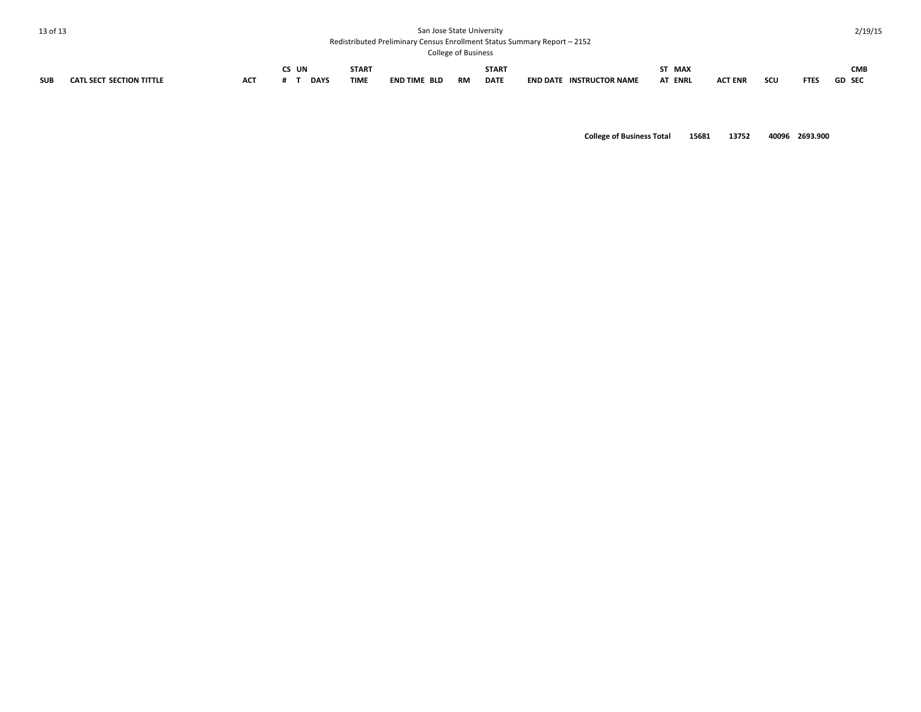| SUB | CATL SECT SECTION TITTLE | ACT | CS # | UN T | DAYS | START TIME | END TIME | BLD | RM | START DATE | END DATE | INSTRUCTOR NAME | ST AT | MAX ENRL | ACT ENR | SCU | FTES | GD | CMB SEC |
|---|---|---|---|---|---|---|---|---|---|---|---|---|---|---|---|---|---|---|---|
| | | | | | | | | | | | | **College of Business Total** | | **15681** | **13752** | **40096** | **2693.900** | | |